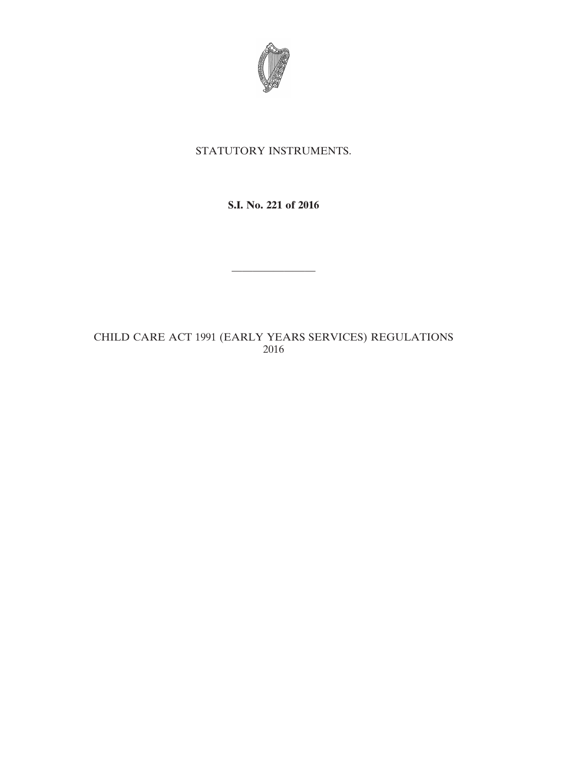STATUTORY INSTRUMENTS.

**S.I. No. 221 of 2016**

---

CHILD CARE ACT 1991 (EARLY YEARS SERVICES) REGULATIONS 2016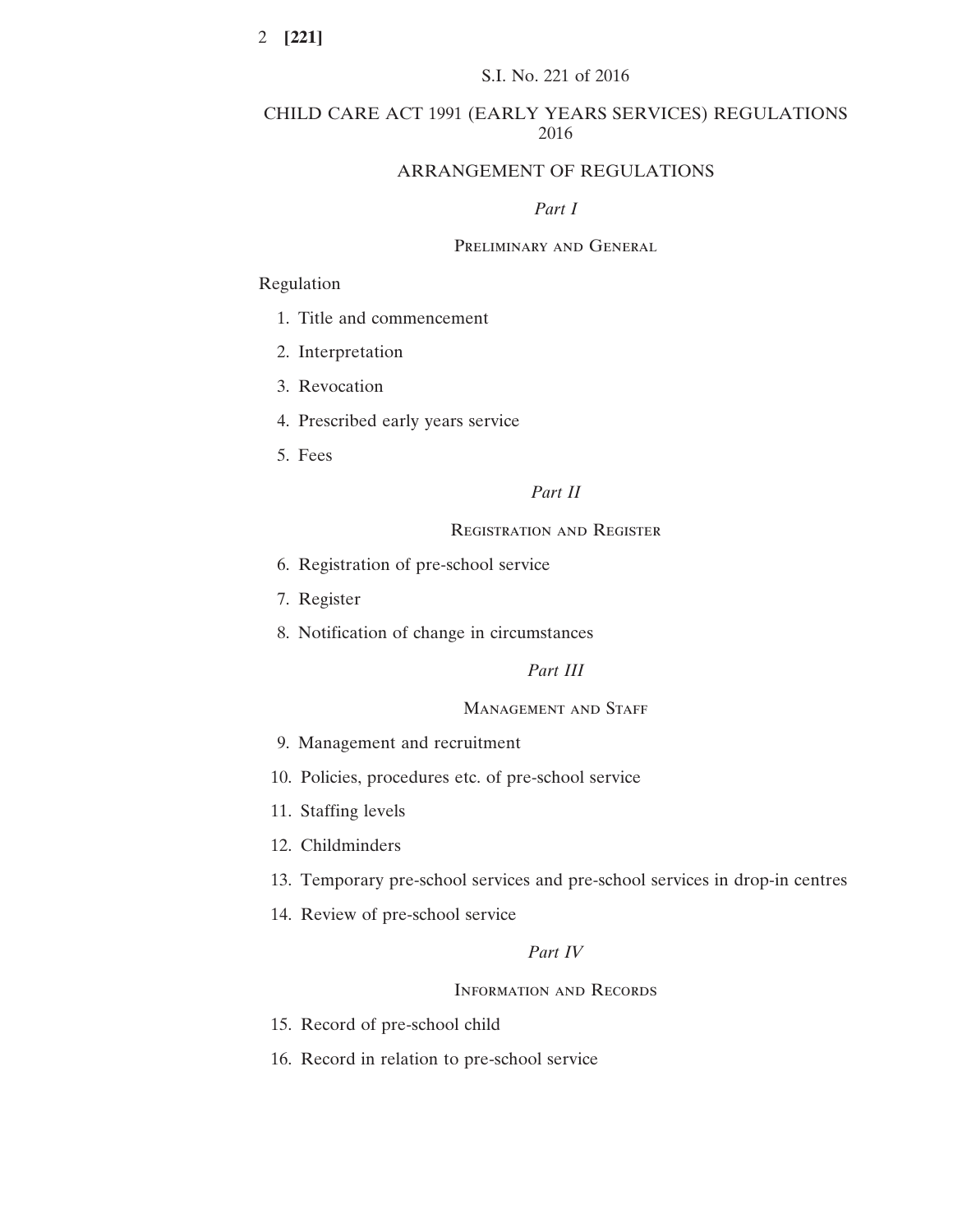S.I. No. 221 of 2016

# CHILD CARE ACT 1991 (EARLY YEARS SERVICES) REGULATIONS 2016

## ARRANGEMENT OF REGULATIONS

### *Part I*

### Preliminary and General

Regulation

1. Title and commencement
2. Interpretation
3. Revocation
4. Prescribed early years service
5. Fees

### *Part II*

### Registration and Register

6. Registration of pre-school service
7. Register
8. Notification of change in circumstances

### *Part III*

### Management and Staff

9. Management and recruitment
10. Policies, procedures etc. of pre-school service
11. Staffing levels
12. Childminders
13. Temporary pre-school services and pre-school services in drop-in centres
14. Review of pre-school service

### *Part IV*

### Information and Records

15. Record of pre-school child
16. Record in relation to pre-school service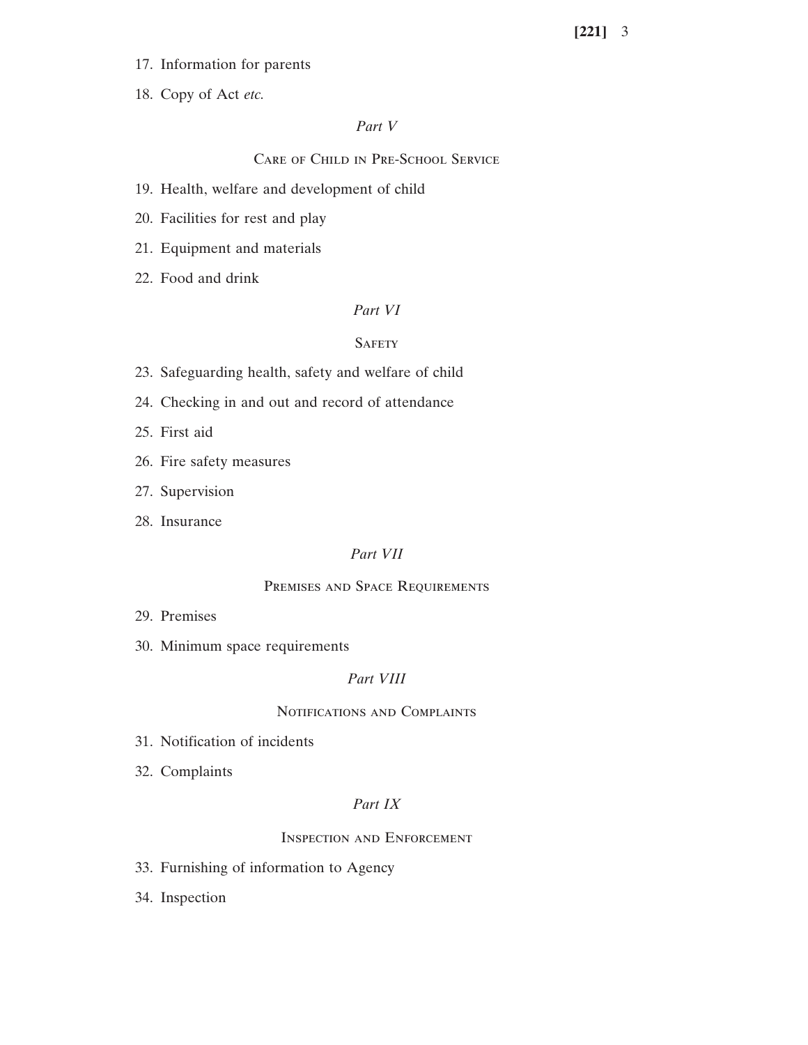17. Information for parents

18. Copy of Act *etc.*

*Part V*

Care of Child in Pre-School Service

19. Health, welfare and development of child

20. Facilities for rest and play

21. Equipment and materials

22. Food and drink

*Part VI*

Safety

23. Safeguarding health, safety and welfare of child

24. Checking in and out and record of attendance

25. First aid

26. Fire safety measures

27. Supervision

28. Insurance

*Part VII*

Premises and Space Requirements

29. Premises

30. Minimum space requirements

*Part VIII*

Notifications and Complaints

31. Notification of incidents

32. Complaints

*Part IX*

Inspection and Enforcement

33. Furnishing of information to Agency

34. Inspection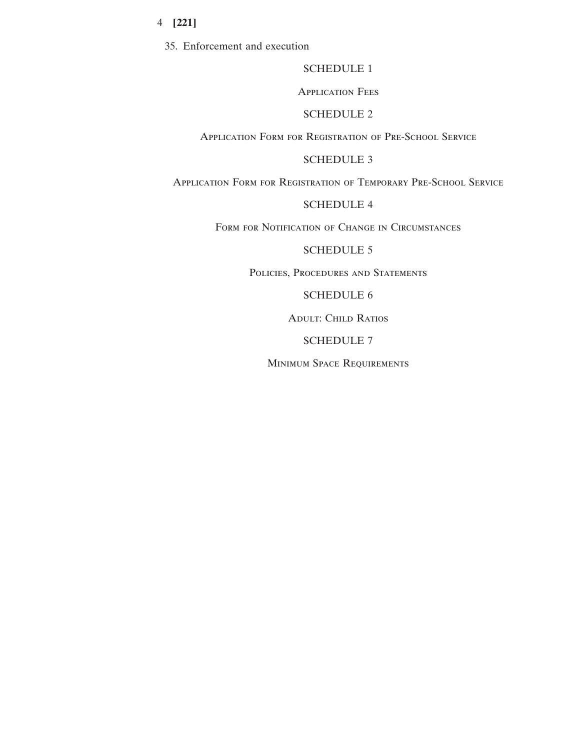35. Enforcement and execution

SCHEDULE 1

Application Fees

SCHEDULE 2

Application Form for Registration of Pre-School Service

SCHEDULE 3

Application Form for Registration of Temporary Pre-School Service

SCHEDULE 4

Form for Notification of Change in Circumstances

SCHEDULE 5

Policies, Procedures and Statements

SCHEDULE 6

Adult: Child Ratios

SCHEDULE 7

Minimum Space Requirements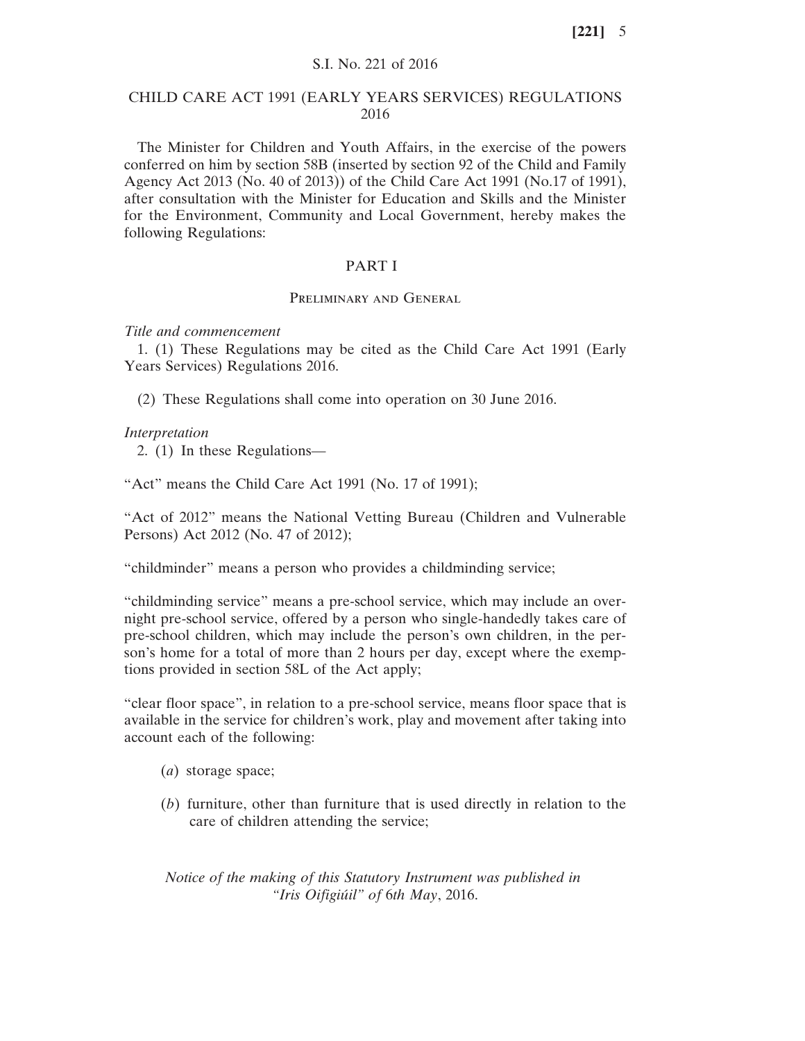S.I. No. 221 of 2016

# CHILD CARE ACT 1991 (EARLY YEARS SERVICES) REGULATIONS 2016

The Minister for Children and Youth Affairs, in the exercise of the powers conferred on him by section 58B (inserted by section 92 of the Child and Family Agency Act 2013 (No. 40 of 2013)) of the Child Care Act 1991 (No.17 of 1991), after consultation with the Minister for Education and Skills and the Minister for the Environment, Community and Local Government, hereby makes the following Regulations:

## PART I

### Preliminary and General

*Title and commencement*

1. (1) These Regulations may be cited as the Child Care Act 1991 (Early Years Services) Regulations 2016.

(2) These Regulations shall come into operation on 30 June 2016.

*Interpretation*

2. (1) In these Regulations—

"Act" means the Child Care Act 1991 (No. 17 of 1991);

"Act of 2012" means the National Vetting Bureau (Children and Vulnerable Persons) Act 2012 (No. 47 of 2012);

"childminder" means a person who provides a childminding service;

"childminding service" means a pre-school service, which may include an overnight pre-school service, offered by a person who single-handedly takes care of pre-school children, which may include the person's own children, in the person's home for a total of more than 2 hours per day, except where the exemptions provided in section 58L of the Act apply;

"clear floor space", in relation to a pre-school service, means floor space that is available in the service for children's work, play and movement after taking into account each of the following:

(*a*) storage space;

(*b*) furniture, other than furniture that is used directly in relation to the care of children attending the service;

*Notice of the making of this Statutory Instrument was published in "Iris Oifigiúil" of 6th May*, 2016.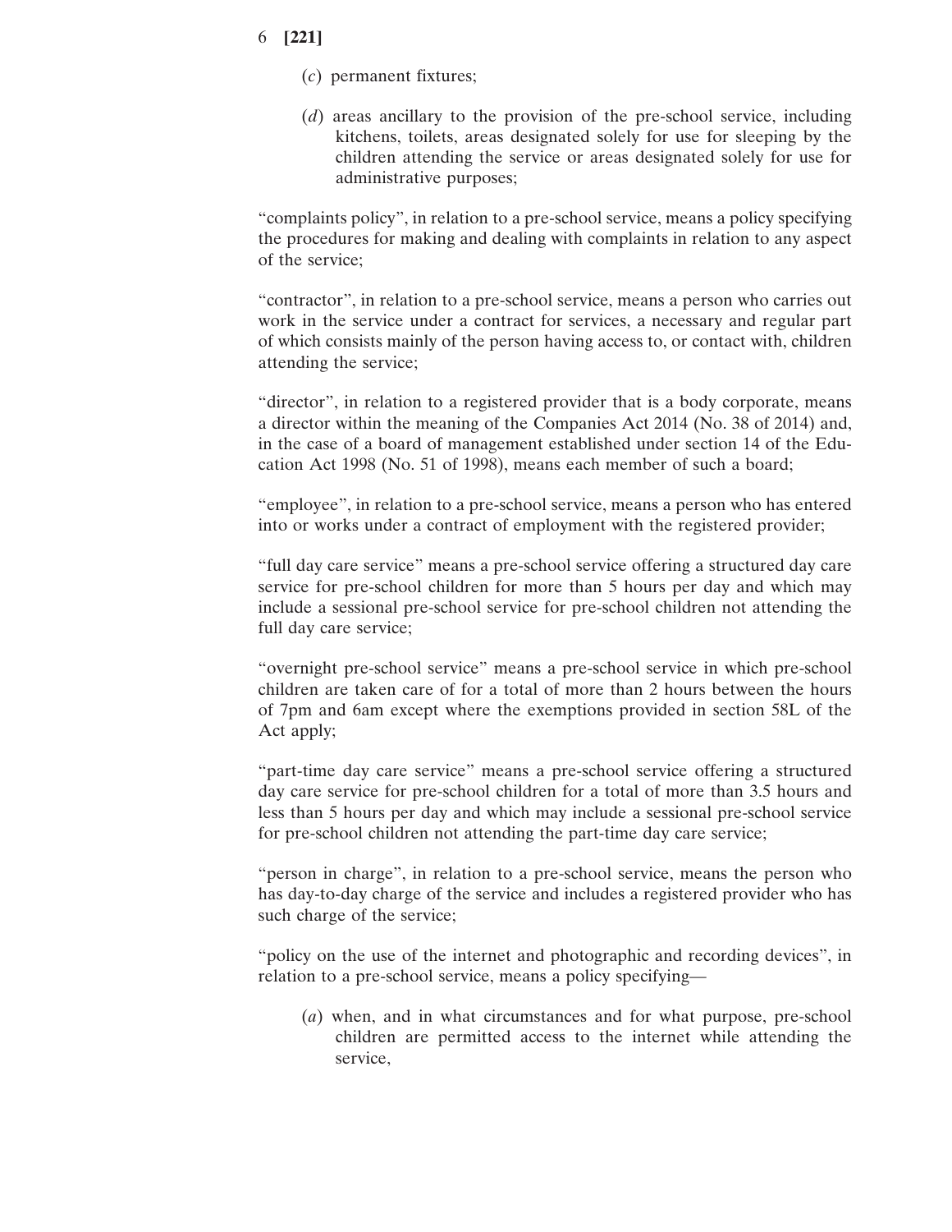(*c*) permanent fixtures;

(*d*) areas ancillary to the provision of the pre-school service, including kitchens, toilets, areas designated solely for use for sleeping by the children attending the service or areas designated solely for use for administrative purposes;

"complaints policy", in relation to a pre-school service, means a policy specifying the procedures for making and dealing with complaints in relation to any aspect of the service;

"contractor", in relation to a pre-school service, means a person who carries out work in the service under a contract for services, a necessary and regular part of which consists mainly of the person having access to, or contact with, children attending the service;

"director", in relation to a registered provider that is a body corporate, means a director within the meaning of the Companies Act 2014 (No. 38 of 2014) and, in the case of a board of management established under section 14 of the Education Act 1998 (No. 51 of 1998), means each member of such a board;

"employee", in relation to a pre-school service, means a person who has entered into or works under a contract of employment with the registered provider;

"full day care service" means a pre-school service offering a structured day care service for pre-school children for more than 5 hours per day and which may include a sessional pre-school service for pre-school children not attending the full day care service;

"overnight pre-school service" means a pre-school service in which pre-school children are taken care of for a total of more than 2 hours between the hours of 7pm and 6am except where the exemptions provided in section 58L of the Act apply;

"part-time day care service" means a pre-school service offering a structured day care service for pre-school children for a total of more than 3.5 hours and less than 5 hours per day and which may include a sessional pre-school service for pre-school children not attending the part-time day care service;

"person in charge", in relation to a pre-school service, means the person who has day-to-day charge of the service and includes a registered provider who has such charge of the service;

"policy on the use of the internet and photographic and recording devices", in relation to a pre-school service, means a policy specifying—

(*a*) when, and in what circumstances and for what purpose, pre-school children are permitted access to the internet while attending the service,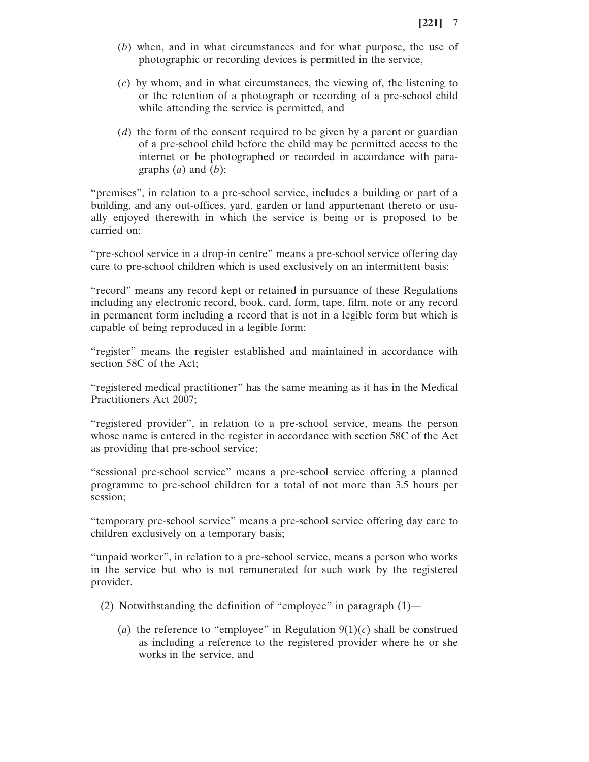(*b*) when, and in what circumstances and for what purpose, the use of photographic or recording devices is permitted in the service,

(*c*) by whom, and in what circumstances, the viewing of, the listening to or the retention of a photograph or recording of a pre-school child while attending the service is permitted, and

(*d*) the form of the consent required to be given by a parent or guardian of a pre-school child before the child may be permitted access to the internet or be photographed or recorded in accordance with paragraphs (*a*) and (*b*);

"premises", in relation to a pre-school service, includes a building or part of a building, and any out-offices, yard, garden or land appurtenant thereto or usually enjoyed therewith in which the service is being or is proposed to be carried on;

"pre-school service in a drop-in centre" means a pre-school service offering day care to pre-school children which is used exclusively on an intermittent basis;

"record" means any record kept or retained in pursuance of these Regulations including any electronic record, book, card, form, tape, film, note or any record in permanent form including a record that is not in a legible form but which is capable of being reproduced in a legible form;

"register" means the register established and maintained in accordance with section 58C of the Act;

"registered medical practitioner" has the same meaning as it has in the Medical Practitioners Act 2007;

"registered provider", in relation to a pre-school service, means the person whose name is entered in the register in accordance with section 58C of the Act as providing that pre-school service;

"sessional pre-school service" means a pre-school service offering a planned programme to pre-school children for a total of not more than 3.5 hours per session;

"temporary pre-school service" means a pre-school service offering day care to children exclusively on a temporary basis;

"unpaid worker", in relation to a pre-school service, means a person who works in the service but who is not remunerated for such work by the registered provider.

(2) Notwithstanding the definition of "employee" in paragraph (1)—

(*a*) the reference to "employee" in Regulation 9(1)(*c*) shall be construed as including a reference to the registered provider where he or she works in the service, and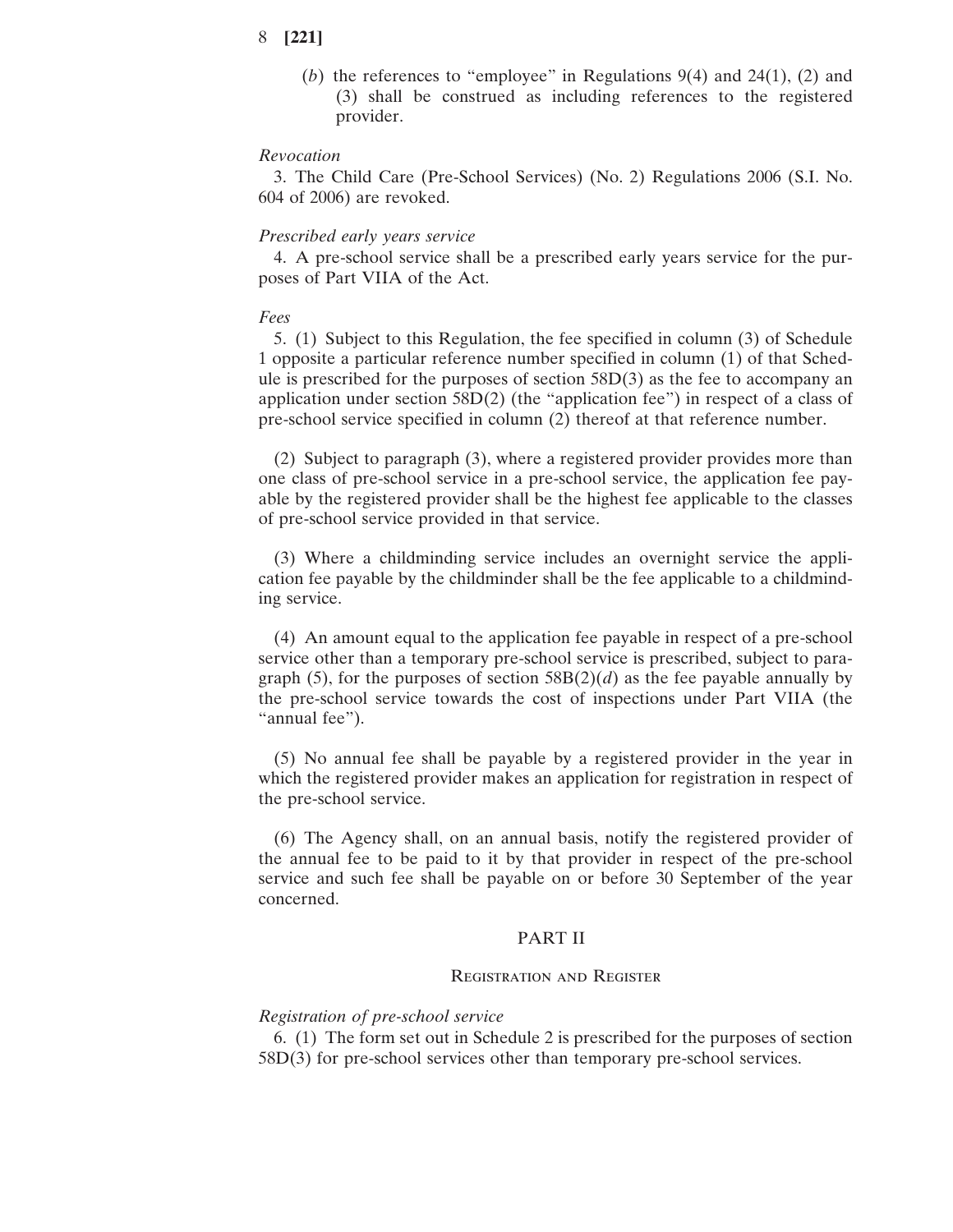(*b*) the references to "employee" in Regulations 9(4) and 24(1), (2) and (3) shall be construed as including references to the registered provider.

*Revocation*

3. The Child Care (Pre-School Services) (No. 2) Regulations 2006 (S.I. No. 604 of 2006) are revoked.

*Prescribed early years service*

4. A pre-school service shall be a prescribed early years service for the purposes of Part VIIA of the Act.

*Fees*

5. (1) Subject to this Regulation, the fee specified in column (3) of Schedule 1 opposite a particular reference number specified in column (1) of that Schedule is prescribed for the purposes of section 58D(3) as the fee to accompany an application under section 58D(2) (the "application fee") in respect of a class of pre-school service specified in column (2) thereof at that reference number.

(2) Subject to paragraph (3), where a registered provider provides more than one class of pre-school service in a pre-school service, the application fee payable by the registered provider shall be the highest fee applicable to the classes of pre-school service provided in that service.

(3) Where a childminding service includes an overnight service the application fee payable by the childminder shall be the fee applicable to a childminding service.

(4) An amount equal to the application fee payable in respect of a pre-school service other than a temporary pre-school service is prescribed, subject to paragraph (5), for the purposes of section 58B(2)(*d*) as the fee payable annually by the pre-school service towards the cost of inspections under Part VIIA (the "annual fee").

(5) No annual fee shall be payable by a registered provider in the year in which the registered provider makes an application for registration in respect of the pre-school service.

(6) The Agency shall, on an annual basis, notify the registered provider of the annual fee to be paid to it by that provider in respect of the pre-school service and such fee shall be payable on or before 30 September of the year concerned.

## PART II

### Registration and Register

*Registration of pre-school service*

6. (1) The form set out in Schedule 2 is prescribed for the purposes of section 58D(3) for pre-school services other than temporary pre-school services.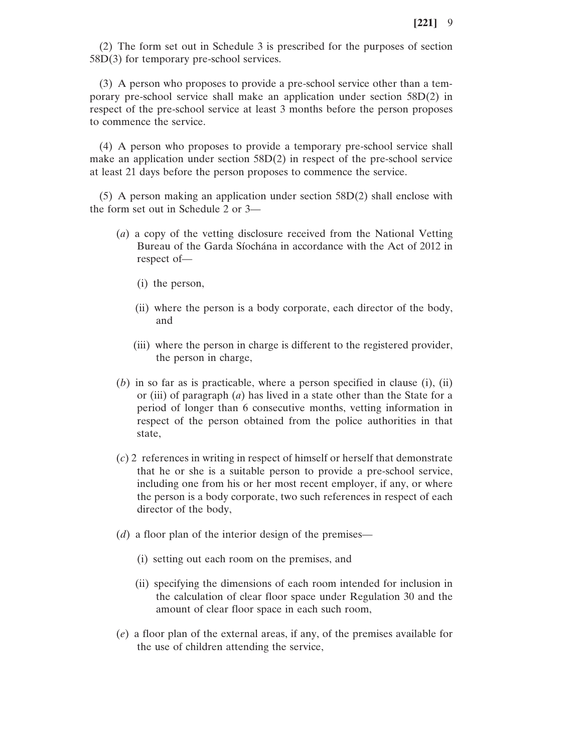(2) The form set out in Schedule 3 is prescribed for the purposes of section 58D(3) for temporary pre-school services.

(3) A person who proposes to provide a pre-school service other than a temporary pre-school service shall make an application under section 58D(2) in respect of the pre-school service at least 3 months before the person proposes to commence the service.

(4) A person who proposes to provide a temporary pre-school service shall make an application under section 58D(2) in respect of the pre-school service at least 21 days before the person proposes to commence the service.

(5) A person making an application under section 58D(2) shall enclose with the form set out in Schedule 2 or 3—

(*a*) a copy of the vetting disclosure received from the National Vetting Bureau of the Garda Síochána in accordance with the Act of 2012 in respect of—

(i) the person,

(ii) where the person is a body corporate, each director of the body, and

(iii) where the person in charge is different to the registered provider, the person in charge,

(*b*) in so far as is practicable, where a person specified in clause (i), (ii) or (iii) of paragraph (*a*) has lived in a state other than the State for a period of longer than 6 consecutive months, vetting information in respect of the person obtained from the police authorities in that state,

(*c*) 2 references in writing in respect of himself or herself that demonstrate that he or she is a suitable person to provide a pre-school service, including one from his or her most recent employer, if any, or where the person is a body corporate, two such references in respect of each director of the body,

(*d*) a floor plan of the interior design of the premises—

(i) setting out each room on the premises, and

(ii) specifying the dimensions of each room intended for inclusion in the calculation of clear floor space under Regulation 30 and the amount of clear floor space in each such room,

(*e*) a floor plan of the external areas, if any, of the premises available for the use of children attending the service,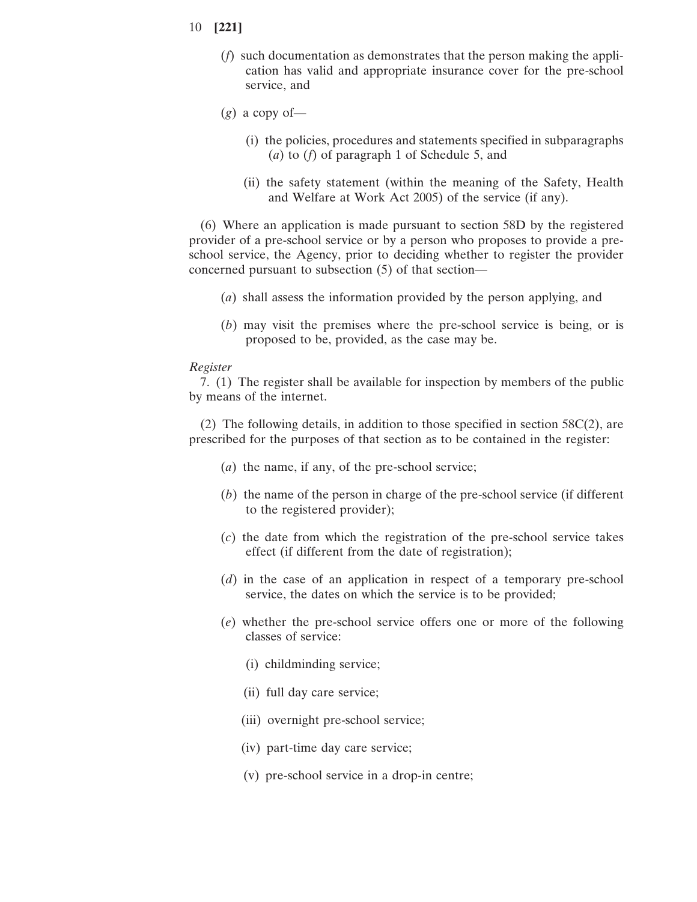(*f*) such documentation as demonstrates that the person making the application has valid and appropriate insurance cover for the pre-school service, and

(*g*) a copy of—

(i) the policies, procedures and statements specified in subparagraphs (*a*) to (*f*) of paragraph 1 of Schedule 5, and

(ii) the safety statement (within the meaning of the Safety, Health and Welfare at Work Act 2005) of the service (if any).

(6) Where an application is made pursuant to section 58D by the registered provider of a pre-school service or by a person who proposes to provide a pre-school service, the Agency, prior to deciding whether to register the provider concerned pursuant to subsection (5) of that section—

(*a*) shall assess the information provided by the person applying, and

(*b*) may visit the premises where the pre-school service is being, or is proposed to be, provided, as the case may be.

*Register*

7. (1) The register shall be available for inspection by members of the public by means of the internet.

(2) The following details, in addition to those specified in section 58C(2), are prescribed for the purposes of that section as to be contained in the register:

(*a*) the name, if any, of the pre-school service;

(*b*) the name of the person in charge of the pre-school service (if different to the registered provider);

(*c*) the date from which the registration of the pre-school service takes effect (if different from the date of registration);

(*d*) in the case of an application in respect of a temporary pre-school service, the dates on which the service is to be provided;

(*e*) whether the pre-school service offers one or more of the following classes of service:

(i) childminding service;

(ii) full day care service;

(iii) overnight pre-school service;

(iv) part-time day care service;

(v) pre-school service in a drop-in centre;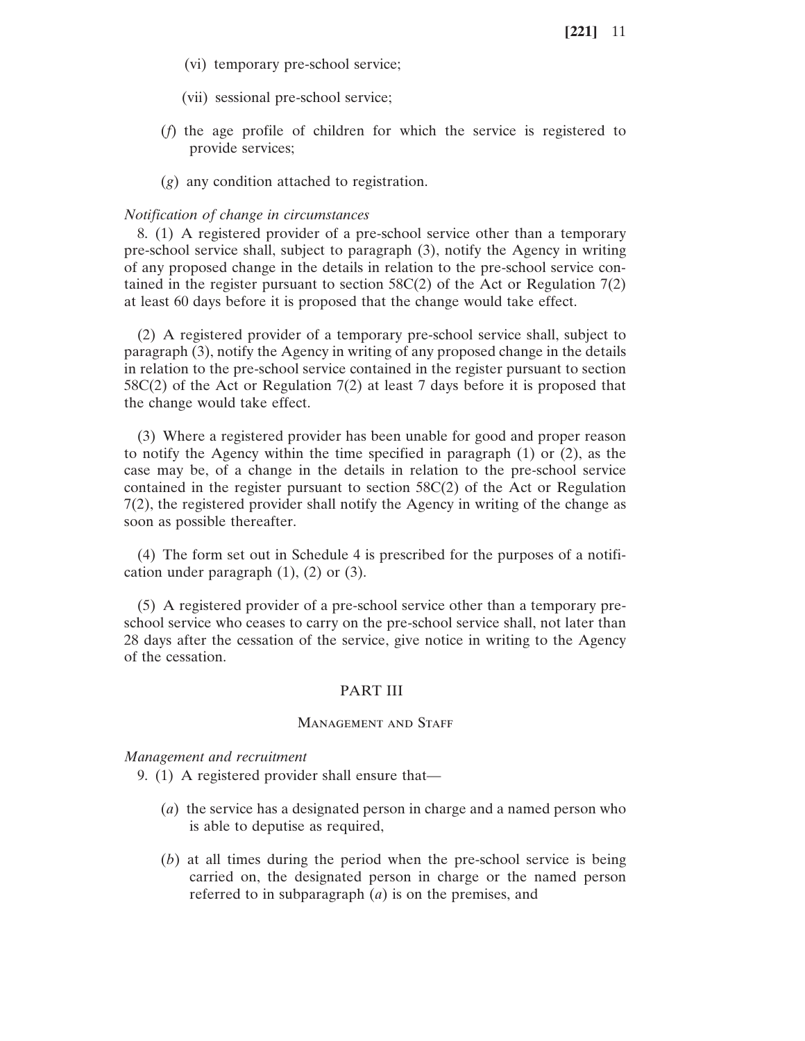(vi) temporary pre-school service;

(vii) sessional pre-school service;

(*f*) the age profile of children for which the service is registered to provide services;

(*g*) any condition attached to registration.

*Notification of change in circumstances*

8. (1) A registered provider of a pre-school service other than a temporary pre-school service shall, subject to paragraph (3), notify the Agency in writing of any proposed change in the details in relation to the pre-school service contained in the register pursuant to section 58C(2) of the Act or Regulation 7(2) at least 60 days before it is proposed that the change would take effect.

(2) A registered provider of a temporary pre-school service shall, subject to paragraph (3), notify the Agency in writing of any proposed change in the details in relation to the pre-school service contained in the register pursuant to section 58C(2) of the Act or Regulation 7(2) at least 7 days before it is proposed that the change would take effect.

(3) Where a registered provider has been unable for good and proper reason to notify the Agency within the time specified in paragraph (1) or (2), as the case may be, of a change in the details in relation to the pre-school service contained in the register pursuant to section 58C(2) of the Act or Regulation 7(2), the registered provider shall notify the Agency in writing of the change as soon as possible thereafter.

(4) The form set out in Schedule 4 is prescribed for the purposes of a notification under paragraph (1), (2) or (3).

(5) A registered provider of a pre-school service other than a temporary pre-school service who ceases to carry on the pre-school service shall, not later than 28 days after the cessation of the service, give notice in writing to the Agency of the cessation.

## PART III

### Management and Staff

*Management and recruitment*

9. (1) A registered provider shall ensure that—

(*a*) the service has a designated person in charge and a named person who is able to deputise as required,

(*b*) at all times during the period when the pre-school service is being carried on, the designated person in charge or the named person referred to in subparagraph (*a*) is on the premises, and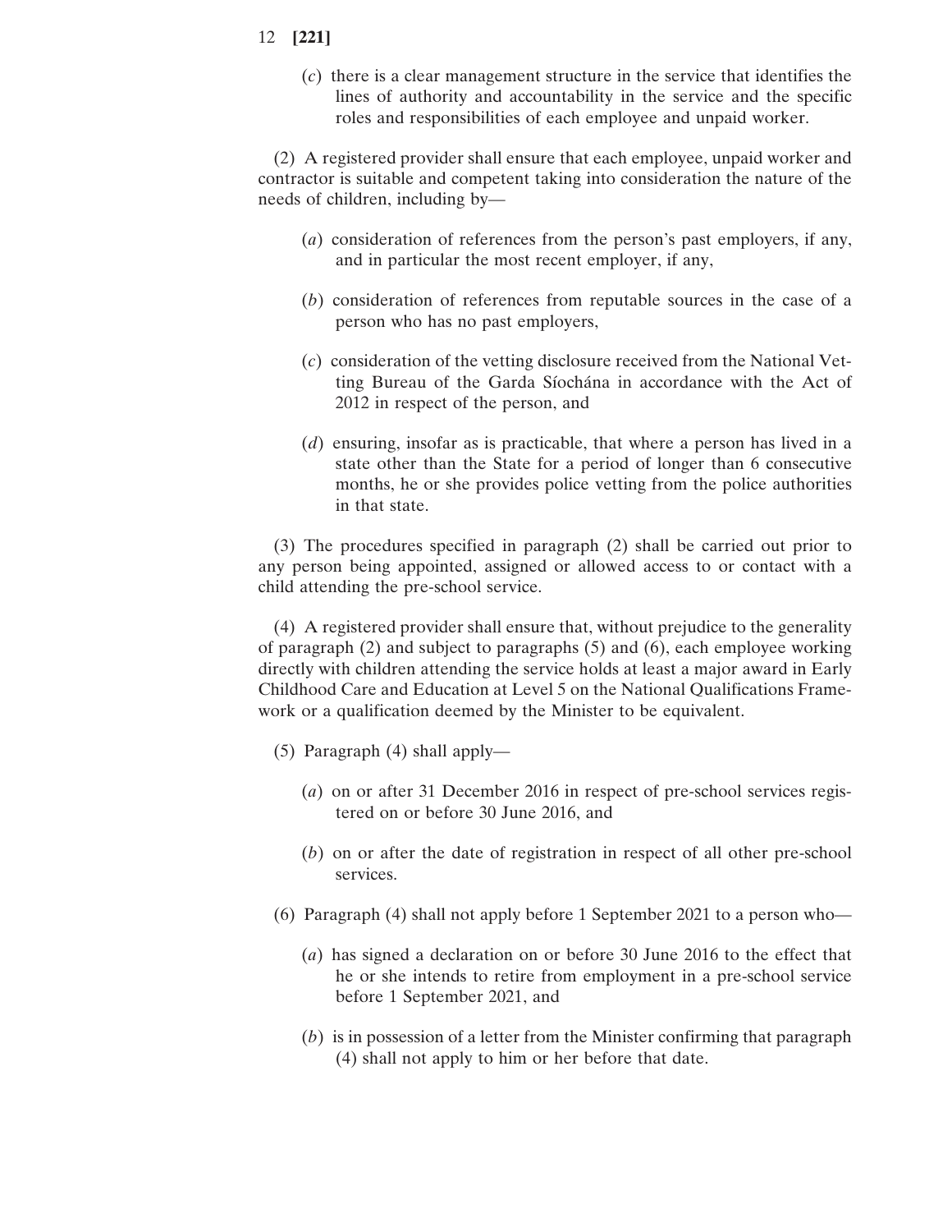(*c*) there is a clear management structure in the service that identifies the lines of authority and accountability in the service and the specific roles and responsibilities of each employee and unpaid worker.

(2) A registered provider shall ensure that each employee, unpaid worker and contractor is suitable and competent taking into consideration the nature of the needs of children, including by—

(*a*) consideration of references from the person's past employers, if any, and in particular the most recent employer, if any,

(*b*) consideration of references from reputable sources in the case of a person who has no past employers,

(*c*) consideration of the vetting disclosure received from the National Vetting Bureau of the Garda Síochána in accordance with the Act of 2012 in respect of the person, and

(*d*) ensuring, insofar as is practicable, that where a person has lived in a state other than the State for a period of longer than 6 consecutive months, he or she provides police vetting from the police authorities in that state.

(3) The procedures specified in paragraph (2) shall be carried out prior to any person being appointed, assigned or allowed access to or contact with a child attending the pre-school service.

(4) A registered provider shall ensure that, without prejudice to the generality of paragraph (2) and subject to paragraphs (5) and (6), each employee working directly with children attending the service holds at least a major award in Early Childhood Care and Education at Level 5 on the National Qualifications Framework or a qualification deemed by the Minister to be equivalent.

(5) Paragraph (4) shall apply—

(*a*) on or after 31 December 2016 in respect of pre-school services registered on or before 30 June 2016, and

(*b*) on or after the date of registration in respect of all other pre-school services.

(6) Paragraph (4) shall not apply before 1 September 2021 to a person who—

(*a*) has signed a declaration on or before 30 June 2016 to the effect that he or she intends to retire from employment in a pre-school service before 1 September 2021, and

(*b*) is in possession of a letter from the Minister confirming that paragraph (4) shall not apply to him or her before that date.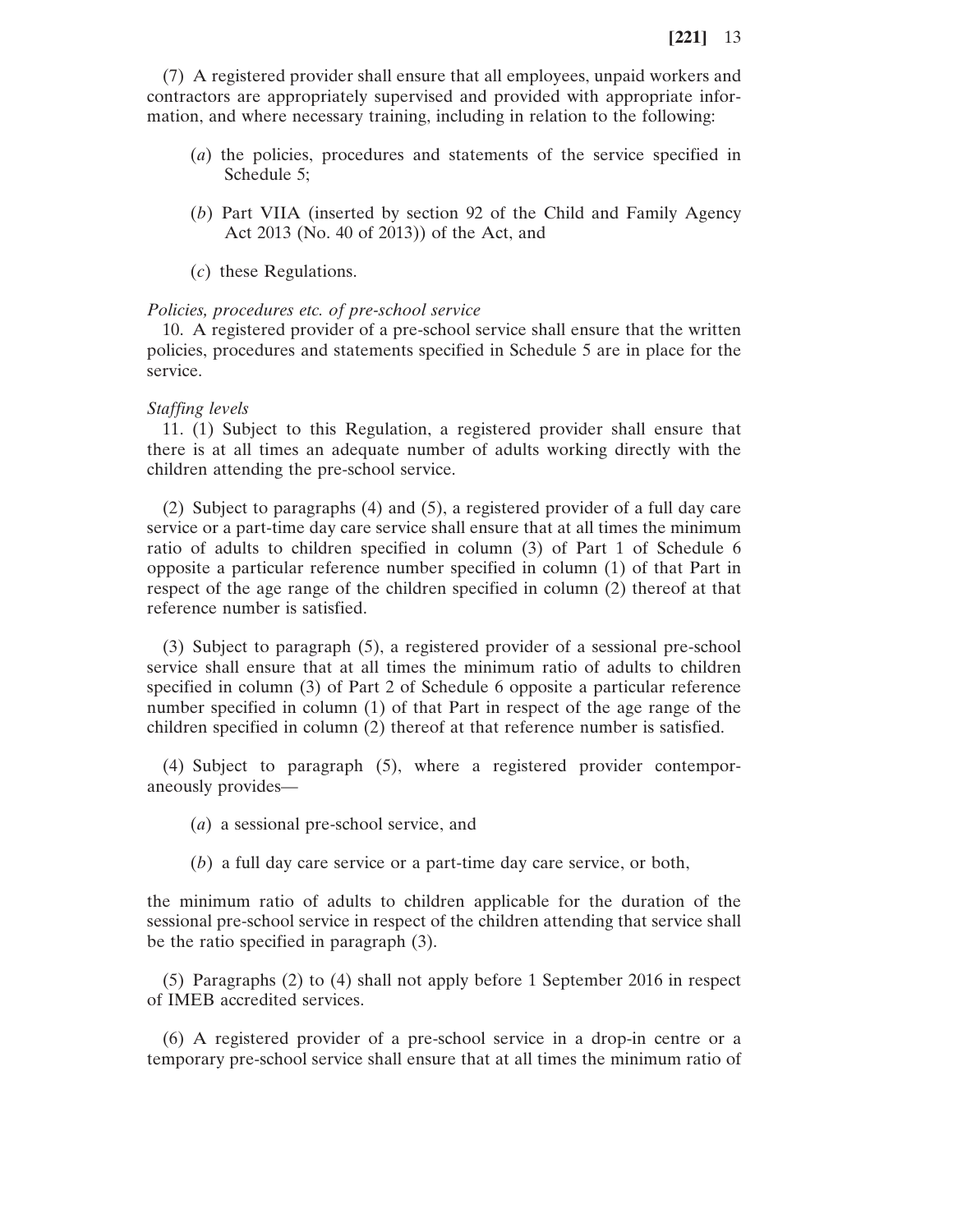(7) A registered provider shall ensure that all employees, unpaid workers and contractors are appropriately supervised and provided with appropriate information, and where necessary training, including in relation to the following:

(*a*) the policies, procedures and statements of the service specified in Schedule 5;

(*b*) Part VIIA (inserted by section 92 of the Child and Family Agency Act 2013 (No. 40 of 2013)) of the Act, and

(*c*) these Regulations.

*Policies, procedures etc. of pre-school service*

10. A registered provider of a pre-school service shall ensure that the written policies, procedures and statements specified in Schedule 5 are in place for the service.

*Staffing levels*

11. (1) Subject to this Regulation, a registered provider shall ensure that there is at all times an adequate number of adults working directly with the children attending the pre-school service.

(2) Subject to paragraphs (4) and (5), a registered provider of a full day care service or a part-time day care service shall ensure that at all times the minimum ratio of adults to children specified in column (3) of Part 1 of Schedule 6 opposite a particular reference number specified in column (1) of that Part in respect of the age range of the children specified in column (2) thereof at that reference number is satisfied.

(3) Subject to paragraph (5), a registered provider of a sessional pre-school service shall ensure that at all times the minimum ratio of adults to children specified in column (3) of Part 2 of Schedule 6 opposite a particular reference number specified in column (1) of that Part in respect of the age range of the children specified in column (2) thereof at that reference number is satisfied.

(4) Subject to paragraph (5), where a registered provider contemporaneously provides—

(*a*) a sessional pre-school service, and

(*b*) a full day care service or a part-time day care service, or both,

the minimum ratio of adults to children applicable for the duration of the sessional pre-school service in respect of the children attending that service shall be the ratio specified in paragraph (3).

(5) Paragraphs (2) to (4) shall not apply before 1 September 2016 in respect of IMEB accredited services.

(6) A registered provider of a pre-school service in a drop-in centre or a temporary pre-school service shall ensure that at all times the minimum ratio of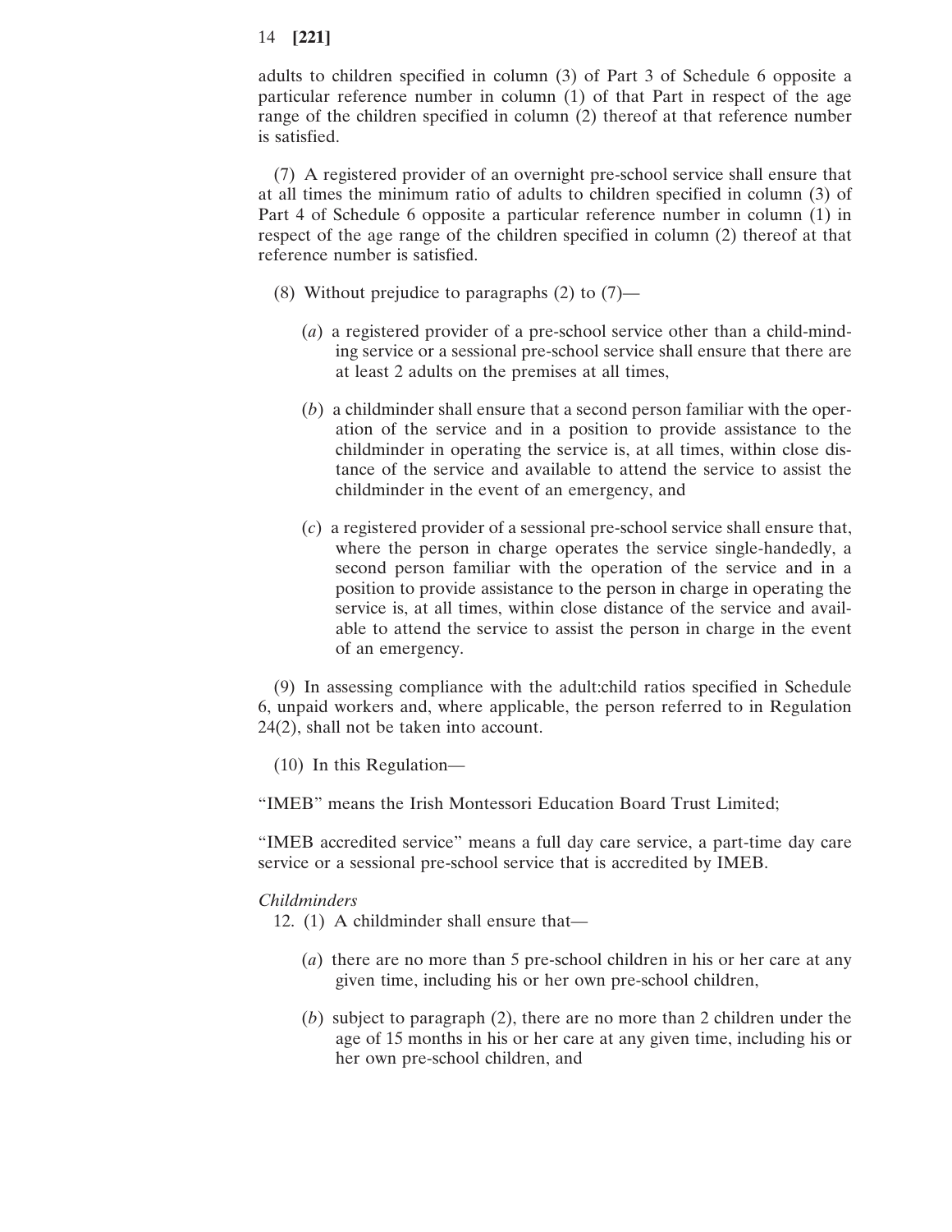adults to children specified in column (3) of Part 3 of Schedule 6 opposite a particular reference number in column (1) of that Part in respect of the age range of the children specified in column (2) thereof at that reference number is satisfied.

(7) A registered provider of an overnight pre-school service shall ensure that at all times the minimum ratio of adults to children specified in column (3) of Part 4 of Schedule 6 opposite a particular reference number in column (1) in respect of the age range of the children specified in column (2) thereof at that reference number is satisfied.

(8) Without prejudice to paragraphs (2) to (7)—

(*a*) a registered provider of a pre-school service other than a child-minding service or a sessional pre-school service shall ensure that there are at least 2 adults on the premises at all times,

(*b*) a childminder shall ensure that a second person familiar with the operation of the service and in a position to provide assistance to the childminder in operating the service is, at all times, within close distance of the service and available to attend the service to assist the childminder in the event of an emergency, and

(*c*) a registered provider of a sessional pre-school service shall ensure that, where the person in charge operates the service single-handedly, a second person familiar with the operation of the service and in a position to provide assistance to the person in charge in operating the service is, at all times, within close distance of the service and available to attend the service to assist the person in charge in the event of an emergency.

(9) In assessing compliance with the adult:child ratios specified in Schedule 6, unpaid workers and, where applicable, the person referred to in Regulation 24(2), shall not be taken into account.

(10) In this Regulation—

"IMEB" means the Irish Montessori Education Board Trust Limited;

"IMEB accredited service" means a full day care service, a part-time day care service or a sessional pre-school service that is accredited by IMEB.

*Childminders*

12. (1) A childminder shall ensure that—

(*a*) there are no more than 5 pre-school children in his or her care at any given time, including his or her own pre-school children,

(*b*) subject to paragraph (2), there are no more than 2 children under the age of 15 months in his or her care at any given time, including his or her own pre-school children, and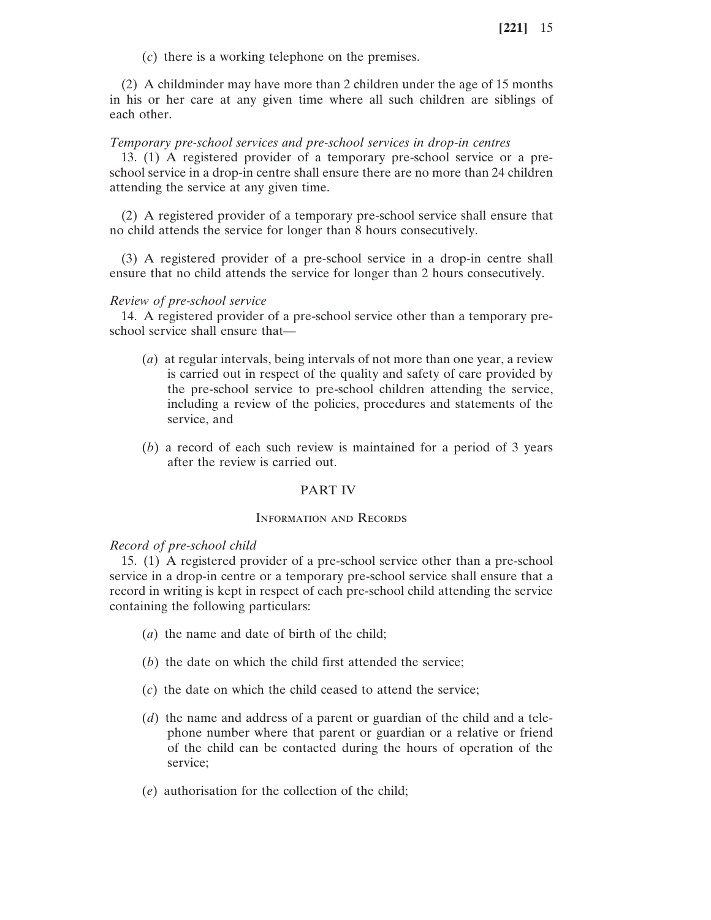(*c*) there is a working telephone on the premises.

(2) A childminder may have more than 2 children under the age of 15 months in his or her care at any given time where all such children are siblings of each other.

*Temporary pre-school services and pre-school services in drop-in centres*

13. (1) A registered provider of a temporary pre-school service or a pre-school service in a drop-in centre shall ensure there are no more than 24 children attending the service at any given time.

(2) A registered provider of a temporary pre-school service shall ensure that no child attends the service for longer than 8 hours consecutively.

(3) A registered provider of a pre-school service in a drop-in centre shall ensure that no child attends the service for longer than 2 hours consecutively.

*Review of pre-school service*

14. A registered provider of a pre-school service other than a temporary pre-school service shall ensure that—

(*a*) at regular intervals, being intervals of not more than one year, a review is carried out in respect of the quality and safety of care provided by the pre-school service to pre-school children attending the service, including a review of the policies, procedures and statements of the service, and

(*b*) a record of each such review is maintained for a period of 3 years after the review is carried out.

## PART IV

### Information and Records

*Record of pre-school child*

15. (1) A registered provider of a pre-school service other than a pre-school service in a drop-in centre or a temporary pre-school service shall ensure that a record in writing is kept in respect of each pre-school child attending the service containing the following particulars:

(*a*) the name and date of birth of the child;

(*b*) the date on which the child first attended the service;

(*c*) the date on which the child ceased to attend the service;

(*d*) the name and address of a parent or guardian of the child and a telephone number where that parent or guardian or a relative or friend of the child can be contacted during the hours of operation of the service;

(*e*) authorisation for the collection of the child;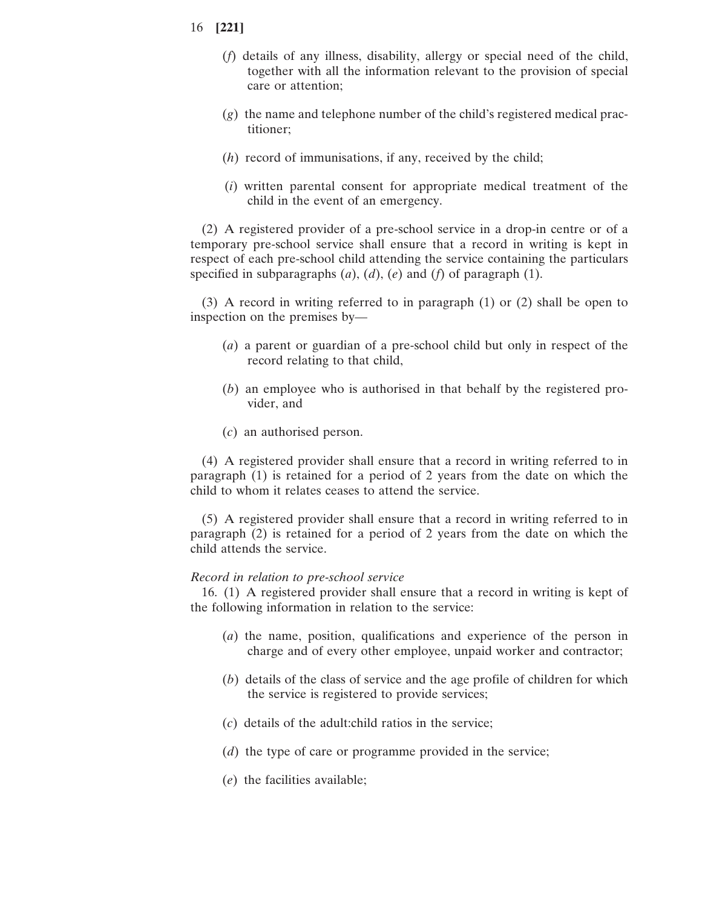(*f*) details of any illness, disability, allergy or special need of the child, together with all the information relevant to the provision of special care or attention;

(*g*) the name and telephone number of the child's registered medical practitioner;

(*h*) record of immunisations, if any, received by the child;

(*i*) written parental consent for appropriate medical treatment of the child in the event of an emergency.

(2) A registered provider of a pre-school service in a drop-in centre or of a temporary pre-school service shall ensure that a record in writing is kept in respect of each pre-school child attending the service containing the particulars specified in subparagraphs (*a*), (*d*), (*e*) and (*f*) of paragraph (1).

(3) A record in writing referred to in paragraph (1) or (2) shall be open to inspection on the premises by—

(*a*) a parent or guardian of a pre-school child but only in respect of the record relating to that child,

(*b*) an employee who is authorised in that behalf by the registered provider, and

(*c*) an authorised person.

(4) A registered provider shall ensure that a record in writing referred to in paragraph (1) is retained for a period of 2 years from the date on which the child to whom it relates ceases to attend the service.

(5) A registered provider shall ensure that a record in writing referred to in paragraph (2) is retained for a period of 2 years from the date on which the child attends the service.

*Record in relation to pre-school service*

16. (1) A registered provider shall ensure that a record in writing is kept of the following information in relation to the service:

(*a*) the name, position, qualifications and experience of the person in charge and of every other employee, unpaid worker and contractor;

(*b*) details of the class of service and the age profile of children for which the service is registered to provide services;

(*c*) details of the adult:child ratios in the service;

(*d*) the type of care or programme provided in the service;

(*e*) the facilities available;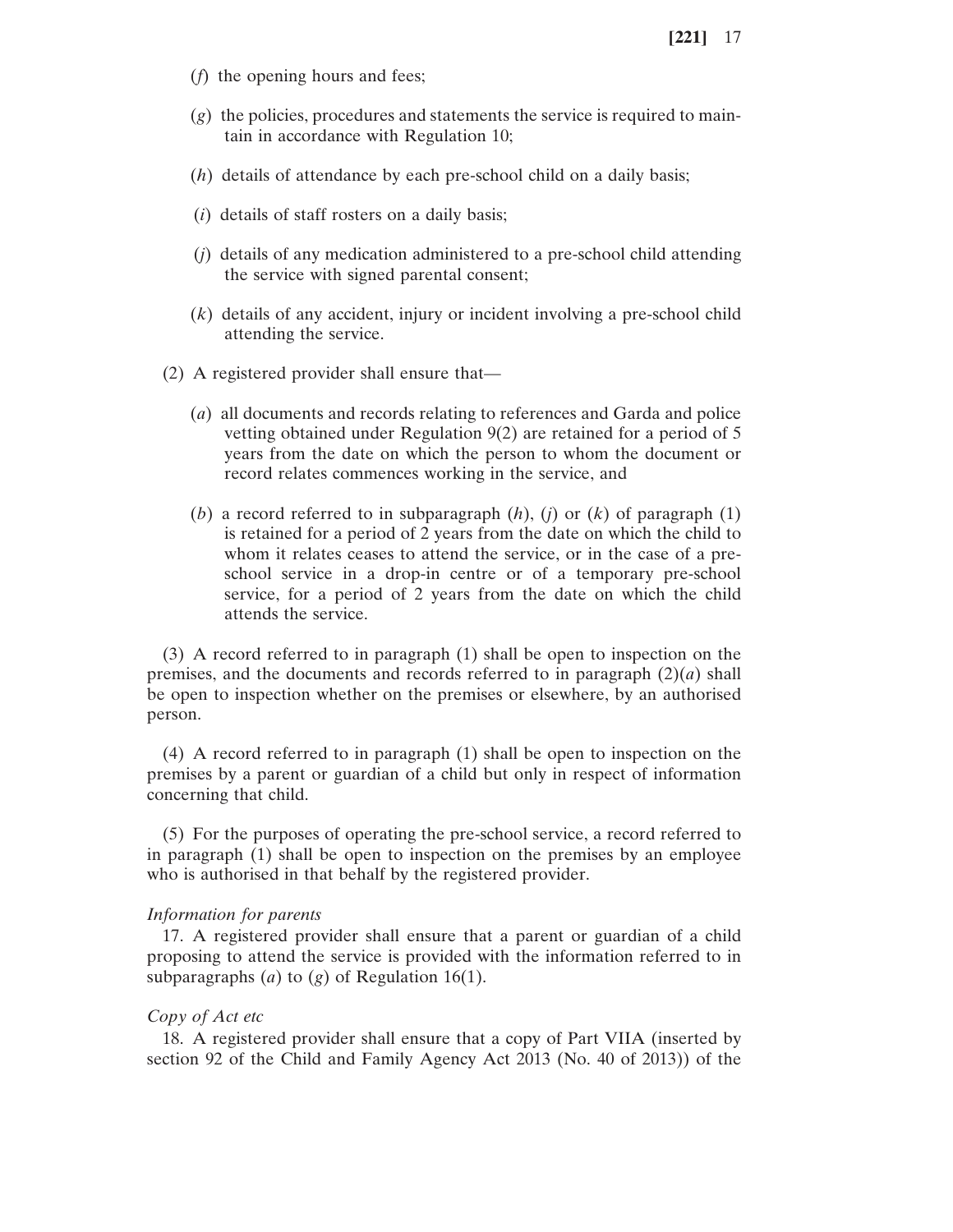(*f*) the opening hours and fees;

(*g*) the policies, procedures and statements the service is required to maintain in accordance with Regulation 10;

(*h*) details of attendance by each pre-school child on a daily basis;

(*i*) details of staff rosters on a daily basis;

(*j*) details of any medication administered to a pre-school child attending the service with signed parental consent;

(*k*) details of any accident, injury or incident involving a pre-school child attending the service.

(2) A registered provider shall ensure that—

(*a*) all documents and records relating to references and Garda and police vetting obtained under Regulation 9(2) are retained for a period of 5 years from the date on which the person to whom the document or record relates commences working in the service, and

(*b*) a record referred to in subparagraph (*h*), (*j*) or (*k*) of paragraph (1) is retained for a period of 2 years from the date on which the child to whom it relates ceases to attend the service, or in the case of a pre-school service in a drop-in centre or of a temporary pre-school service, for a period of 2 years from the date on which the child attends the service.

(3) A record referred to in paragraph (1) shall be open to inspection on the premises, and the documents and records referred to in paragraph (2)(*a*) shall be open to inspection whether on the premises or elsewhere, by an authorised person.

(4) A record referred to in paragraph (1) shall be open to inspection on the premises by a parent or guardian of a child but only in respect of information concerning that child.

(5) For the purposes of operating the pre-school service, a record referred to in paragraph (1) shall be open to inspection on the premises by an employee who is authorised in that behalf by the registered provider.

*Information for parents*

17. A registered provider shall ensure that a parent or guardian of a child proposing to attend the service is provided with the information referred to in subparagraphs (*a*) to (*g*) of Regulation 16(1).

*Copy of Act etc*

18. A registered provider shall ensure that a copy of Part VIIA (inserted by section 92 of the Child and Family Agency Act 2013 (No. 40 of 2013)) of the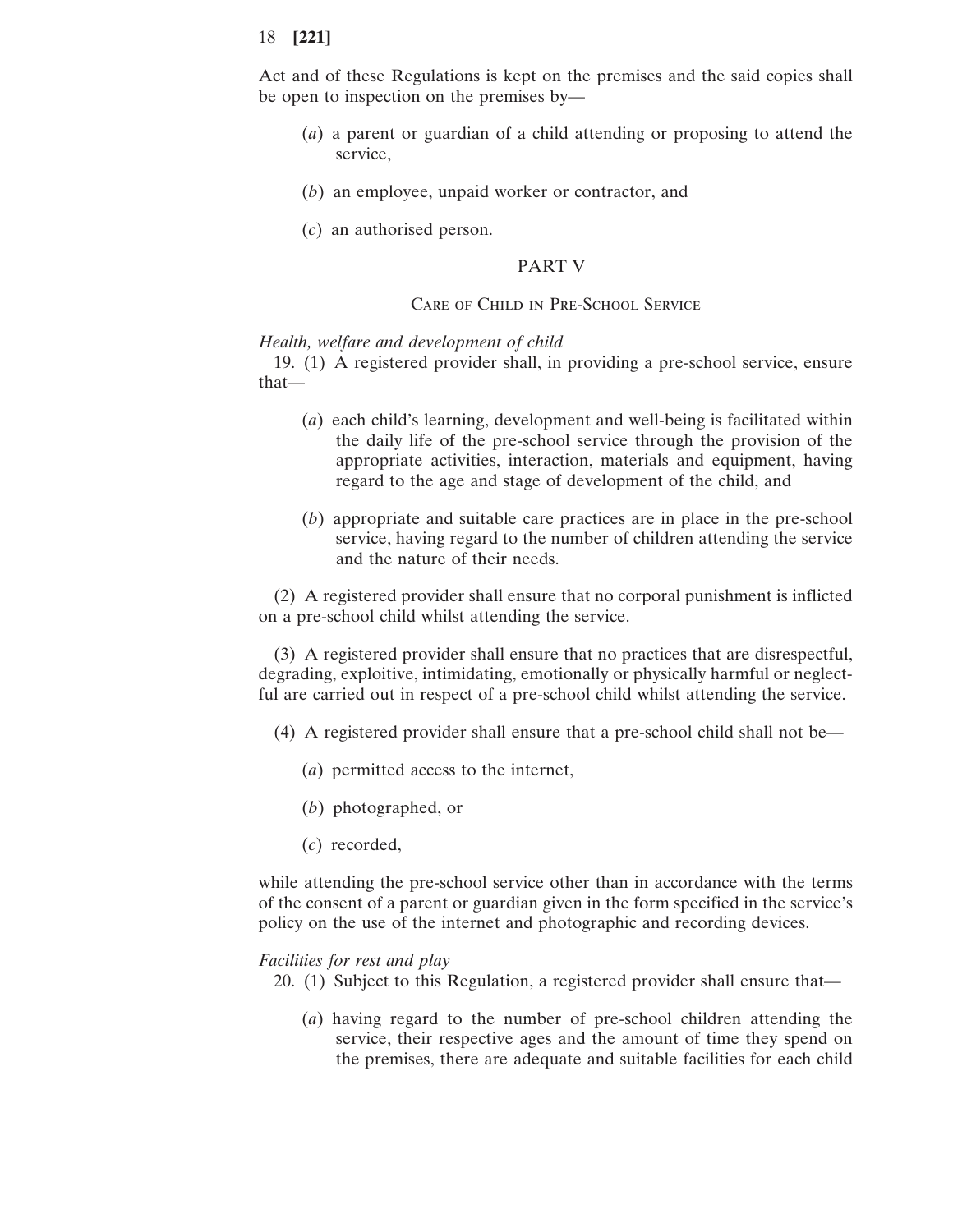Act and of these Regulations is kept on the premises and the said copies shall be open to inspection on the premises by—

(*a*) a parent or guardian of a child attending or proposing to attend the service,

(*b*) an employee, unpaid worker or contractor, and

(*c*) an authorised person.

## PART V

### Care of Child in Pre-School Service

*Health, welfare and development of child*

19. (1) A registered provider shall, in providing a pre-school service, ensure that—

(*a*) each child's learning, development and well-being is facilitated within the daily life of the pre-school service through the provision of the appropriate activities, interaction, materials and equipment, having regard to the age and stage of development of the child, and

(*b*) appropriate and suitable care practices are in place in the pre-school service, having regard to the number of children attending the service and the nature of their needs.

(2) A registered provider shall ensure that no corporal punishment is inflicted on a pre-school child whilst attending the service.

(3) A registered provider shall ensure that no practices that are disrespectful, degrading, exploitive, intimidating, emotionally or physically harmful or neglectful are carried out in respect of a pre-school child whilst attending the service.

(4) A registered provider shall ensure that a pre-school child shall not be—

(*a*) permitted access to the internet,

(*b*) photographed, or

(*c*) recorded,

while attending the pre-school service other than in accordance with the terms of the consent of a parent or guardian given in the form specified in the service's policy on the use of the internet and photographic and recording devices.

*Facilities for rest and play*

20. (1) Subject to this Regulation, a registered provider shall ensure that—

(*a*) having regard to the number of pre-school children attending the service, their respective ages and the amount of time they spend on the premises, there are adequate and suitable facilities for each child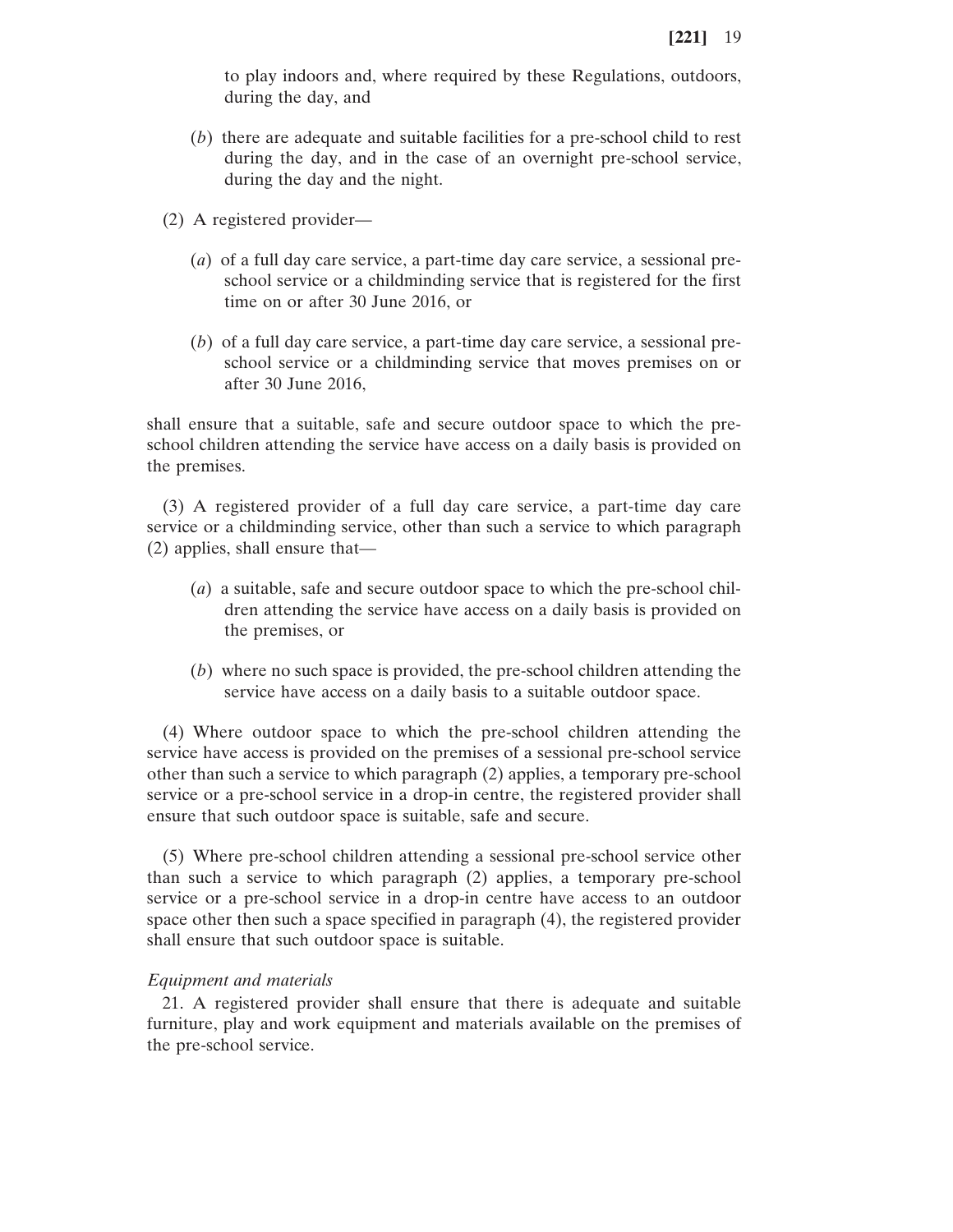to play indoors and, where required by these Regulations, outdoors, during the day, and

(*b*) there are adequate and suitable facilities for a pre-school child to rest during the day, and in the case of an overnight pre-school service, during the day and the night.

(2) A registered provider—

(*a*) of a full day care service, a part-time day care service, a sessional pre-school service or a childminding service that is registered for the first time on or after 30 June 2016, or

(*b*) of a full day care service, a part-time day care service, a sessional pre-school service or a childminding service that moves premises on or after 30 June 2016,

shall ensure that a suitable, safe and secure outdoor space to which the pre-school children attending the service have access on a daily basis is provided on the premises.

(3) A registered provider of a full day care service, a part-time day care service or a childminding service, other than such a service to which paragraph (2) applies, shall ensure that—

(*a*) a suitable, safe and secure outdoor space to which the pre-school children attending the service have access on a daily basis is provided on the premises, or

(*b*) where no such space is provided, the pre-school children attending the service have access on a daily basis to a suitable outdoor space.

(4) Where outdoor space to which the pre-school children attending the service have access is provided on the premises of a sessional pre-school service other than such a service to which paragraph (2) applies, a temporary pre-school service or a pre-school service in a drop-in centre, the registered provider shall ensure that such outdoor space is suitable, safe and secure.

(5) Where pre-school children attending a sessional pre-school service other than such a service to which paragraph (2) applies, a temporary pre-school service or a pre-school service in a drop-in centre have access to an outdoor space other then such a space specified in paragraph (4), the registered provider shall ensure that such outdoor space is suitable.

*Equipment and materials*

21. A registered provider shall ensure that there is adequate and suitable furniture, play and work equipment and materials available on the premises of the pre-school service.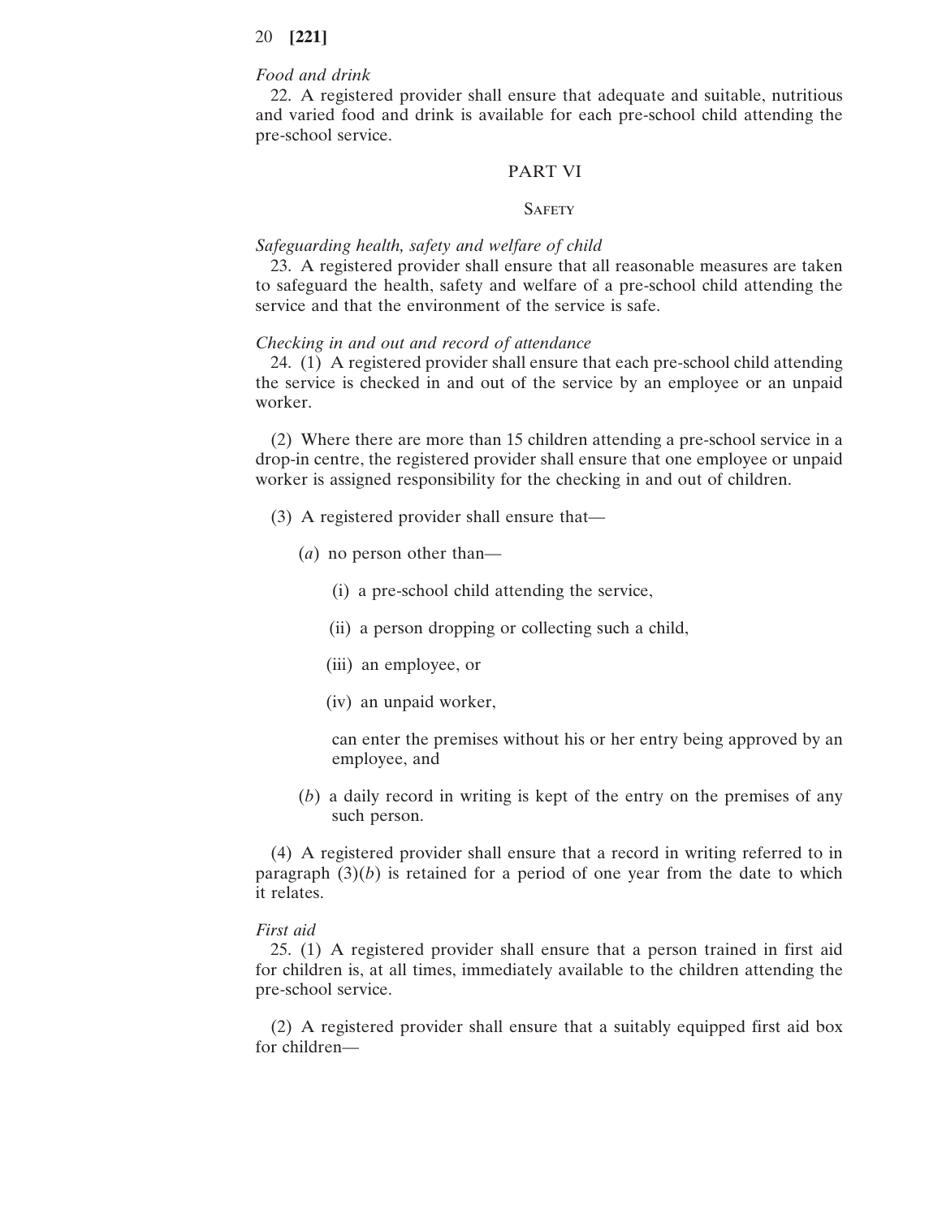*Food and drink*

22. A registered provider shall ensure that adequate and suitable, nutritious and varied food and drink is available for each pre-school child attending the pre-school service.

## PART VI

### SAFETY

*Safeguarding health, safety and welfare of child*

23. A registered provider shall ensure that all reasonable measures are taken to safeguard the health, safety and welfare of a pre-school child attending the service and that the environment of the service is safe.

*Checking in and out and record of attendance*

24. (1) A registered provider shall ensure that each pre-school child attending the service is checked in and out of the service by an employee or an unpaid worker.

(2) Where there are more than 15 children attending a pre-school service in a drop-in centre, the registered provider shall ensure that one employee or unpaid worker is assigned responsibility for the checking in and out of children.

(3) A registered provider shall ensure that—

(*a*) no person other than—

(i) a pre-school child attending the service,

(ii) a person dropping or collecting such a child,

(iii) an employee, or

(iv) an unpaid worker,

can enter the premises without his or her entry being approved by an employee, and

(*b*) a daily record in writing is kept of the entry on the premises of any such person.

(4) A registered provider shall ensure that a record in writing referred to in paragraph (3)(*b*) is retained for a period of one year from the date to which it relates.

*First aid*

25. (1) A registered provider shall ensure that a person trained in first aid for children is, at all times, immediately available to the children attending the pre-school service.

(2) A registered provider shall ensure that a suitably equipped first aid box for children—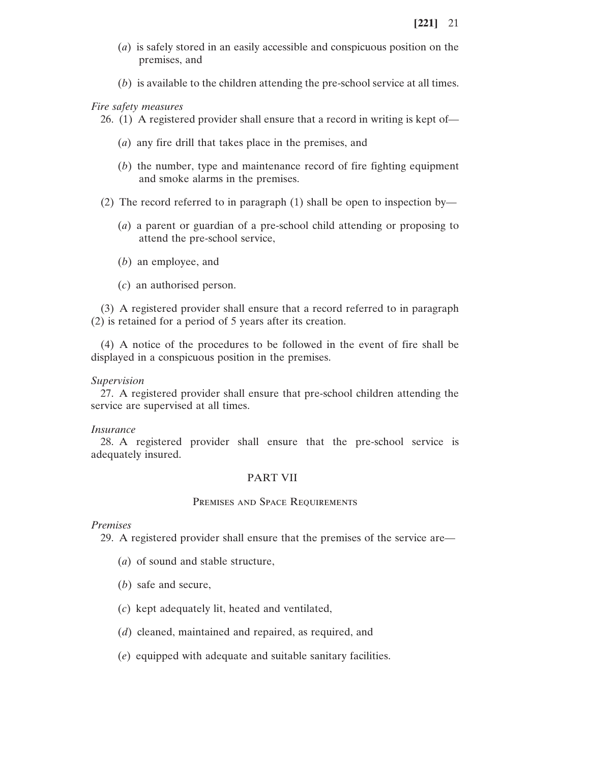(*a*) is safely stored in an easily accessible and conspicuous position on the premises, and

(*b*) is available to the children attending the pre-school service at all times.

*Fire safety measures*

26. (1) A registered provider shall ensure that a record in writing is kept of—

(*a*) any fire drill that takes place in the premises, and

(*b*) the number, type and maintenance record of fire fighting equipment and smoke alarms in the premises.

(2) The record referred to in paragraph (1) shall be open to inspection by—

(*a*) a parent or guardian of a pre-school child attending or proposing to attend the pre-school service,

(*b*) an employee, and

(*c*) an authorised person.

(3) A registered provider shall ensure that a record referred to in paragraph (2) is retained for a period of 5 years after its creation.

(4) A notice of the procedures to be followed in the event of fire shall be displayed in a conspicuous position in the premises.

*Supervision*

27. A registered provider shall ensure that pre-school children attending the service are supervised at all times.

*Insurance*

28. A registered provider shall ensure that the pre-school service is adequately insured.

## PART VII

### Premises and Space Requirements

*Premises*

29. A registered provider shall ensure that the premises of the service are—

(*a*) of sound and stable structure,

(*b*) safe and secure,

(*c*) kept adequately lit, heated and ventilated,

(*d*) cleaned, maintained and repaired, as required, and

(*e*) equipped with adequate and suitable sanitary facilities.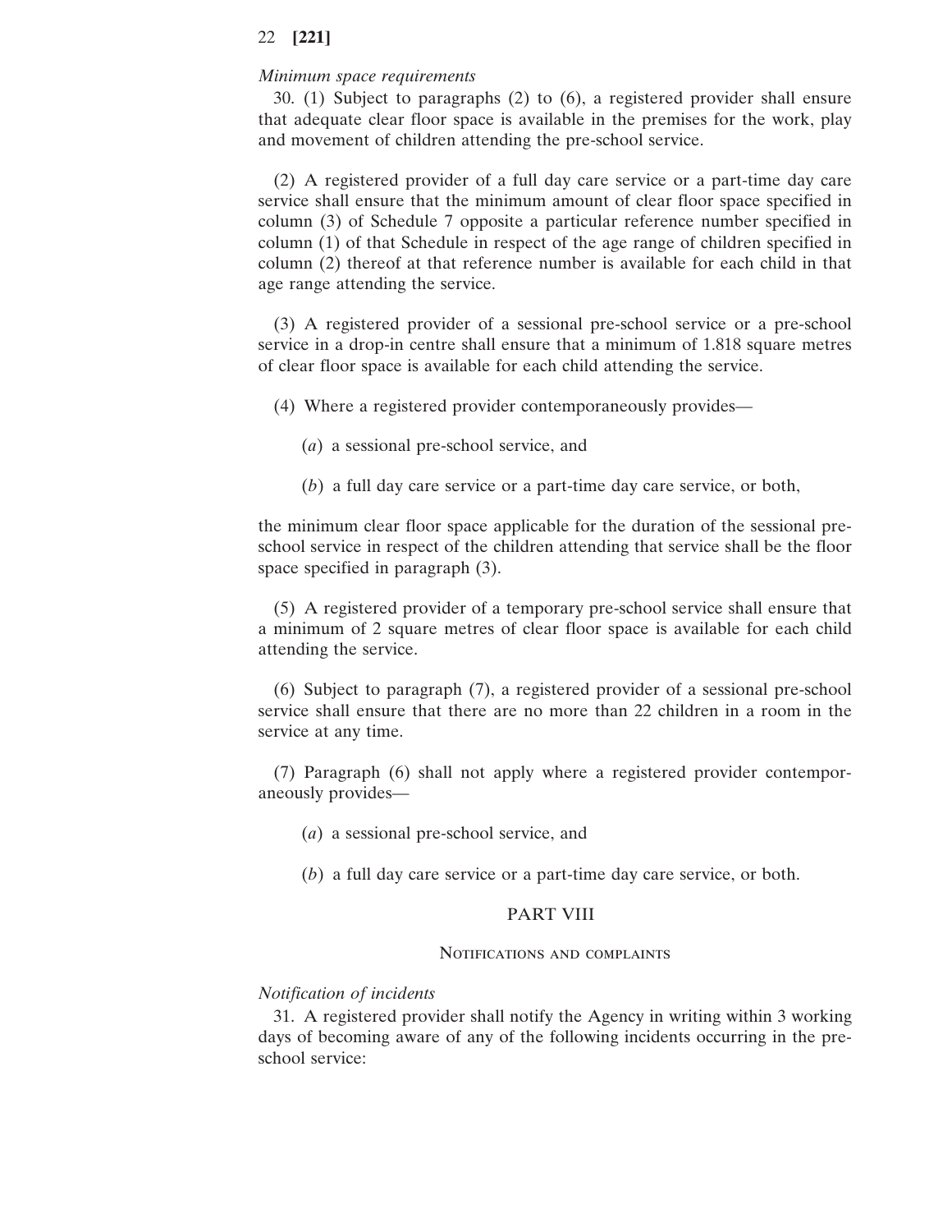*Minimum space requirements*

30. (1) Subject to paragraphs (2) to (6), a registered provider shall ensure that adequate clear floor space is available in the premises for the work, play and movement of children attending the pre-school service.

(2) A registered provider of a full day care service or a part-time day care service shall ensure that the minimum amount of clear floor space specified in column (3) of Schedule 7 opposite a particular reference number specified in column (1) of that Schedule in respect of the age range of children specified in column (2) thereof at that reference number is available for each child in that age range attending the service.

(3) A registered provider of a sessional pre-school service or a pre-school service in a drop-in centre shall ensure that a minimum of 1.818 square metres of clear floor space is available for each child attending the service.

(4) Where a registered provider contemporaneously provides—

(*a*) a sessional pre-school service, and

(*b*) a full day care service or a part-time day care service, or both,

the minimum clear floor space applicable for the duration of the sessional pre-school service in respect of the children attending that service shall be the floor space specified in paragraph (3).

(5) A registered provider of a temporary pre-school service shall ensure that a minimum of 2 square metres of clear floor space is available for each child attending the service.

(6) Subject to paragraph (7), a registered provider of a sessional pre-school service shall ensure that there are no more than 22 children in a room in the service at any time.

(7) Paragraph (6) shall not apply where a registered provider contemporaneously provides—

(*a*) a sessional pre-school service, and

(*b*) a full day care service or a part-time day care service, or both.

## PART VIII

### Notifications and complaints

*Notification of incidents*

31. A registered provider shall notify the Agency in writing within 3 working days of becoming aware of any of the following incidents occurring in the pre-school service: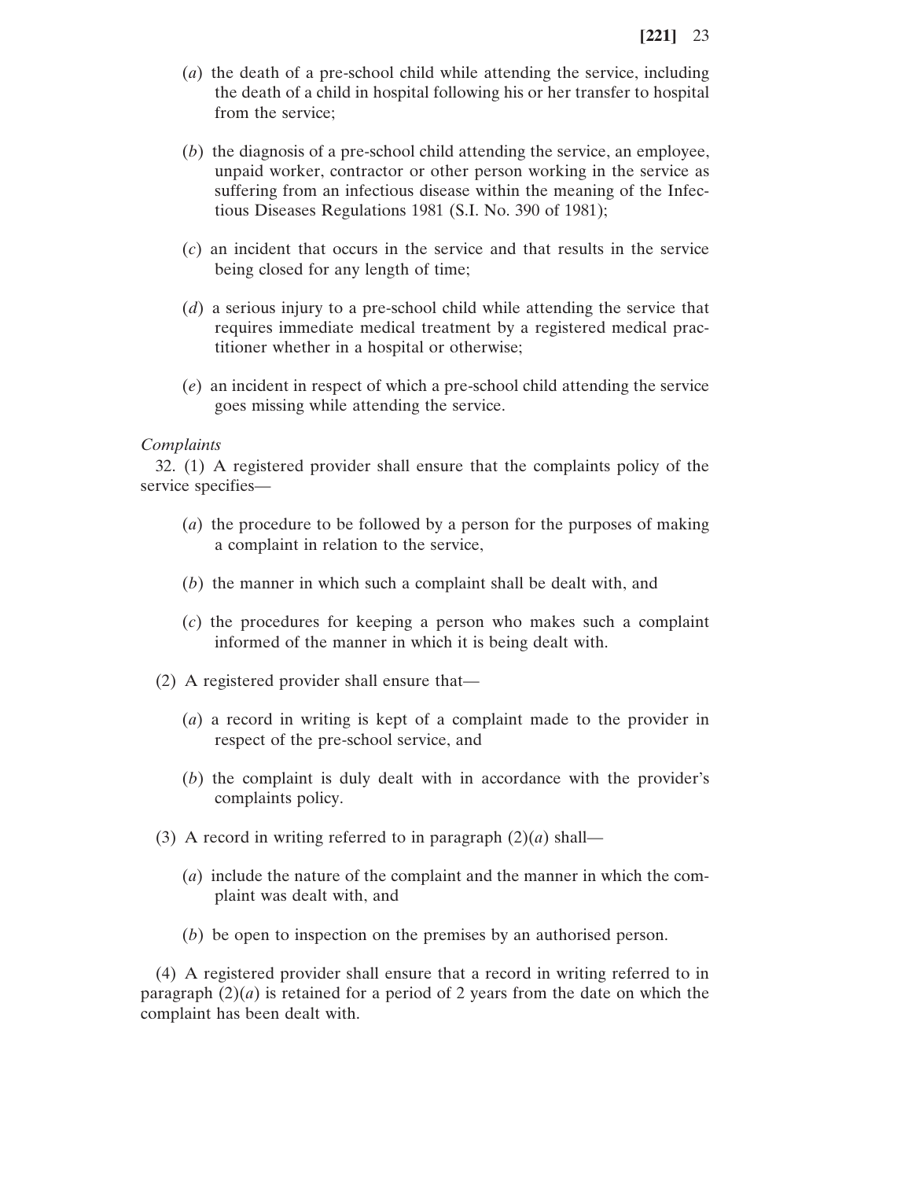(*a*) the death of a pre-school child while attending the service, including the death of a child in hospital following his or her transfer to hospital from the service;

(*b*) the diagnosis of a pre-school child attending the service, an employee, unpaid worker, contractor or other person working in the service as suffering from an infectious disease within the meaning of the Infectious Diseases Regulations 1981 (S.I. No. 390 of 1981);

(*c*) an incident that occurs in the service and that results in the service being closed for any length of time;

(*d*) a serious injury to a pre-school child while attending the service that requires immediate medical treatment by a registered medical practitioner whether in a hospital or otherwise;

(*e*) an incident in respect of which a pre-school child attending the service goes missing while attending the service.

*Complaints*

32. (1) A registered provider shall ensure that the complaints policy of the service specifies—

(*a*) the procedure to be followed by a person for the purposes of making a complaint in relation to the service,

(*b*) the manner in which such a complaint shall be dealt with, and

(*c*) the procedures for keeping a person who makes such a complaint informed of the manner in which it is being dealt with.

(2) A registered provider shall ensure that—

(*a*) a record in writing is kept of a complaint made to the provider in respect of the pre-school service, and

(*b*) the complaint is duly dealt with in accordance with the provider's complaints policy.

(3) A record in writing referred to in paragraph (2)(*a*) shall—

(*a*) include the nature of the complaint and the manner in which the complaint was dealt with, and

(*b*) be open to inspection on the premises by an authorised person.

(4) A registered provider shall ensure that a record in writing referred to in paragraph (2)(*a*) is retained for a period of 2 years from the date on which the complaint has been dealt with.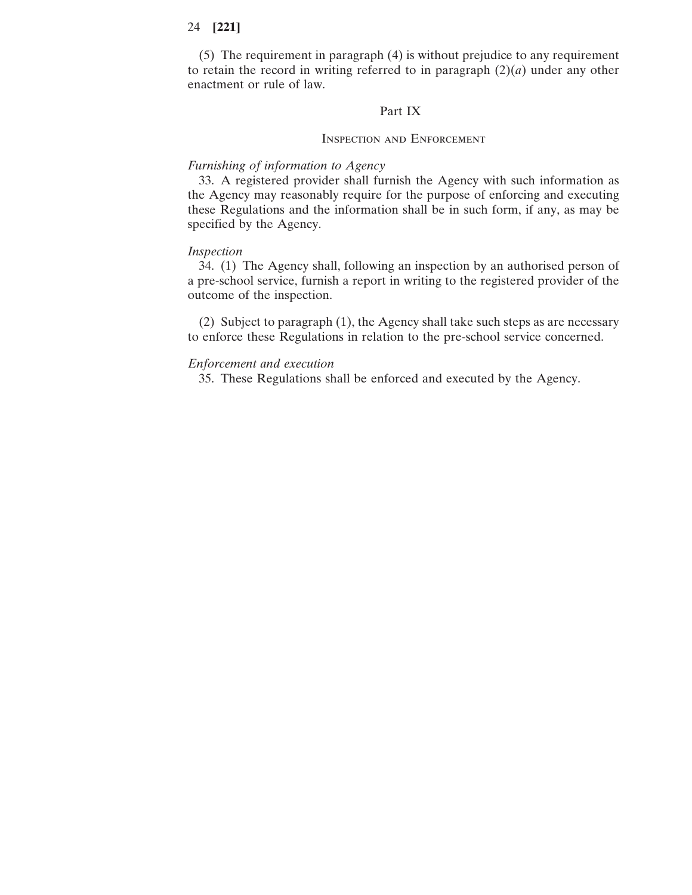(5) The requirement in paragraph (4) is without prejudice to any requirement to retain the record in writing referred to in paragraph (2)(*a*) under any other enactment or rule of law.

## Part IX

### Inspection and Enforcement

*Furnishing of information to Agency*

33. A registered provider shall furnish the Agency with such information as the Agency may reasonably require for the purpose of enforcing and executing these Regulations and the information shall be in such form, if any, as may be specified by the Agency.

*Inspection*

34. (1) The Agency shall, following an inspection by an authorised person of a pre-school service, furnish a report in writing to the registered provider of the outcome of the inspection.

(2) Subject to paragraph (1), the Agency shall take such steps as are necessary to enforce these Regulations in relation to the pre-school service concerned.

*Enforcement and execution*

35. These Regulations shall be enforced and executed by the Agency.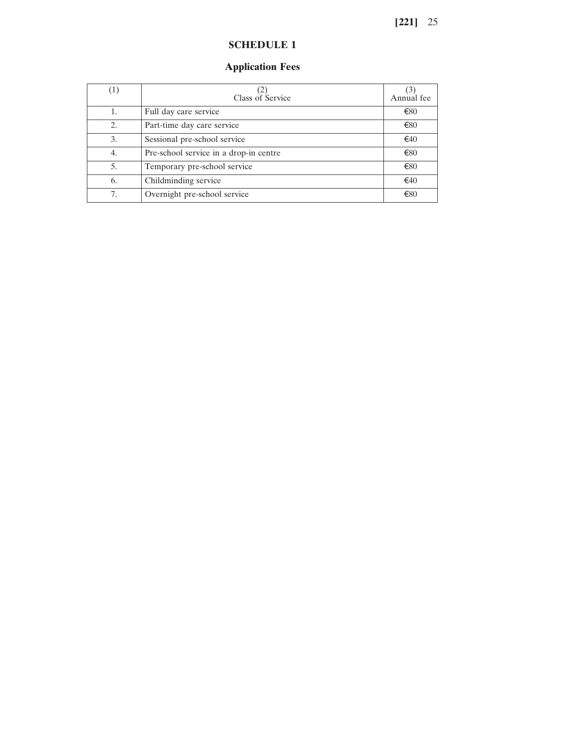## SCHEDULE 1

### Application Fees

| (1) | (2)<br>Class of Service | (3)<br>Annual fee |
|---|---|---|
| 1. | Full day care service | €80 |
| 2. | Part-time day care service | €80 |
| 3. | Sessional pre-school service | €40 |
| 4. | Pre-school service in a drop-in centre | €80 |
| 5. | Temporary pre-school service | €80 |
| 6. | Childminding service | €40 |
| 7. | Overnight pre-school service | €80 |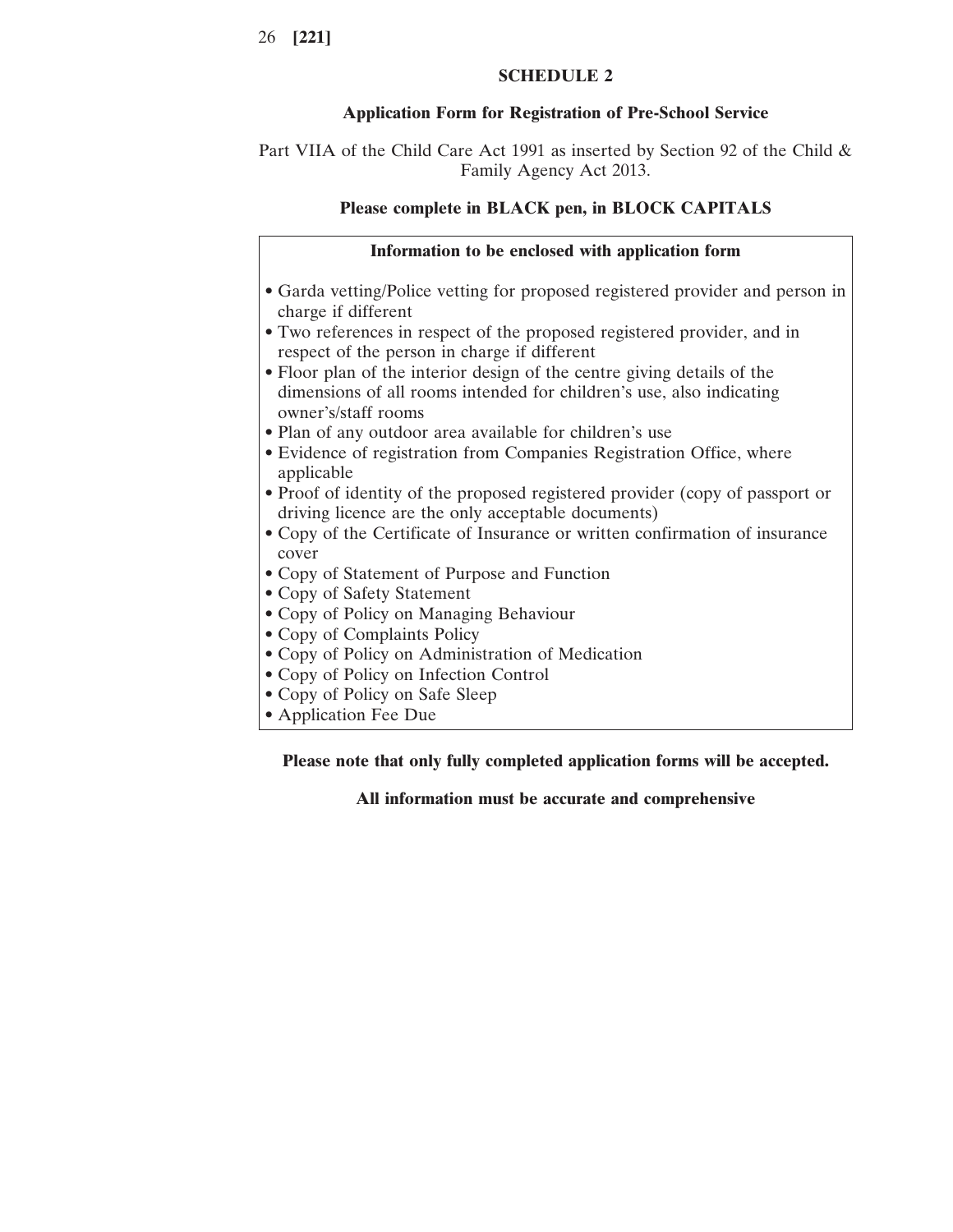## SCHEDULE 2

### Application Form for Registration of Pre-School Service

Part VIIA of the Child Care Act 1991 as inserted by Section 92 of the Child & Family Agency Act 2013.

**Please complete in BLACK pen, in BLOCK CAPITALS**

**Information to be enclosed with application form**

- Garda vetting/Police vetting for proposed registered provider and person in charge if different
- Two references in respect of the proposed registered provider, and in respect of the person in charge if different
- Floor plan of the interior design of the centre giving details of the dimensions of all rooms intended for children's use, also indicating owner's/staff rooms
- Plan of any outdoor area available for children's use
- Evidence of registration from Companies Registration Office, where applicable
- Proof of identity of the proposed registered provider (copy of passport or driving licence are the only acceptable documents)
- Copy of the Certificate of Insurance or written confirmation of insurance cover
- Copy of Statement of Purpose and Function
- Copy of Safety Statement
- Copy of Policy on Managing Behaviour
- Copy of Complaints Policy
- Copy of Policy on Administration of Medication
- Copy of Policy on Infection Control
- Copy of Policy on Safe Sleep
- Application Fee Due

**Please note that only fully completed application forms will be accepted.**

**All information must be accurate and comprehensive**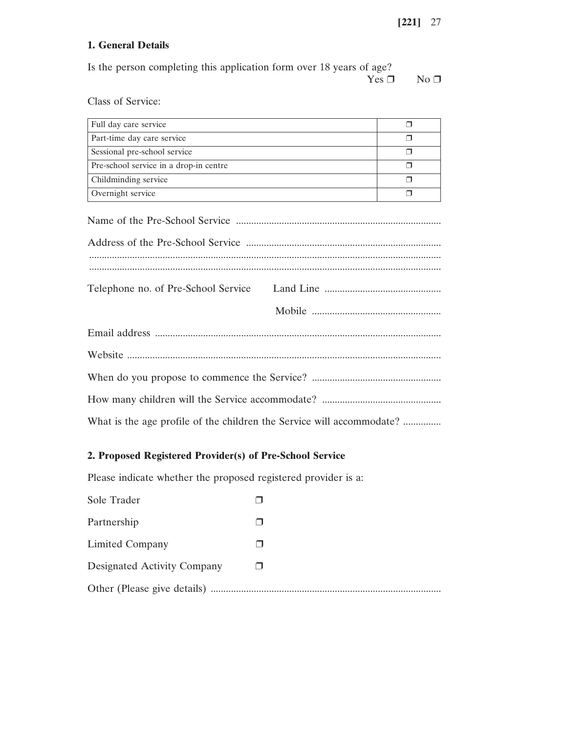## 1. General Details

Is the person completing this application form over 18 years of age?

Yes ❐ No ❐

Class of Service:

| | |
|---|---|
| Full day care service | ❐ |
| Part-time day care service | ❐ |
| Sessional pre-school service | ❐ |
| Pre-school service in a drop-in centre | ❐ |
| Childminding service | ❐ |
| Overnight service | ❐ |

Name of the Pre-School Service ................................................................................

Address of the Pre-School Service ............................................................................
..........................................................................................................................................
..........................................................................................................................................

Telephone no. of Pre-School Service Land Line .............................................

Mobile ...................................................

Email address ................................................................................................................

Website ..........................................................................................................................

When do you propose to commence the Service? ..................................................

How many children will the Service accommodate? ...............................................

What is the age profile of the children the Service will accommodate? ...............

## 2. Proposed Registered Provider(s) of Pre-School Service

Please indicate whether the proposed registered provider is a:

Sole Trader ❐

Partnership ❐

Limited Company ❐

Designated Activity Company ❐

Other (Please give details) ..........................................................................................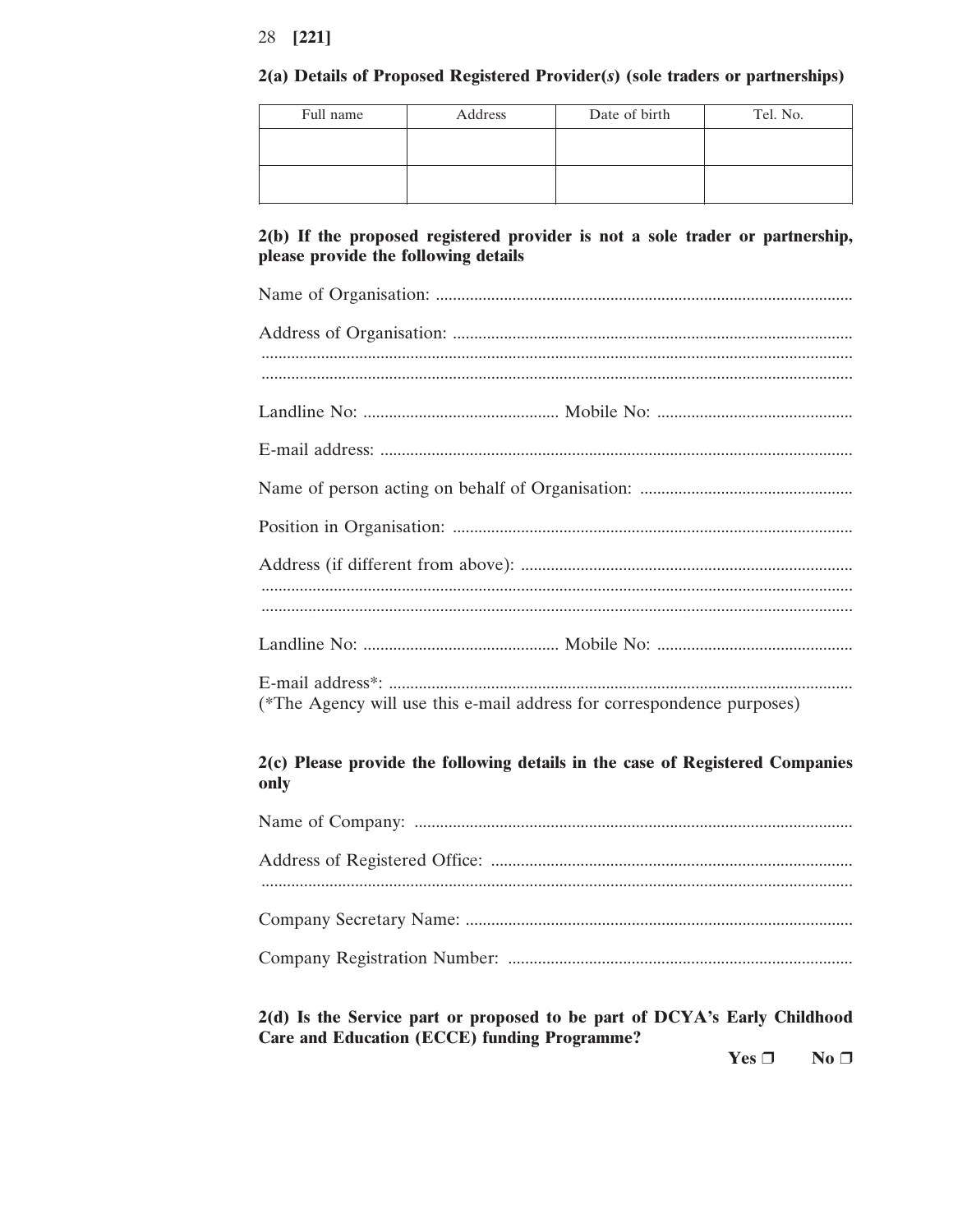**2(a) Details of Proposed Registered Provider(*s*) (sole traders or partnerships)**

| Full name | Address | Date of birth | Tel. No. |
|---|---|---|---|
| | | | |
| | | | |

**2(b) If the proposed registered provider is not a sole trader or partnership, please provide the following details**

Name of Organisation: ..........................................................................................

Address of Organisation: ......................................................................................
..........................................................................................................................
..........................................................................................................................

Landline No: ............................................. Mobile No: .............................................

E-mail address: ......................................................................................................

Name of person acting on behalf of Organisation: .................................................

Position in Organisation: ........................................................................................

Address (if different from above): ..........................................................................
..........................................................................................................................
..........................................................................................................................

Landline No: ............................................. Mobile No: .............................................

E-mail address*: ....................................................................................................
(*The Agency will use this e-mail address for correspondence purposes)

**2(c) Please provide the following details in the case of Registered Companies only**

Name of Company: ................................................................................................

Address of Registered Office: ................................................................................
..........................................................................................................................

Company Secretary Name: ....................................................................................

Company Registration Number: ............................................................................

**2(d) Is the Service part or proposed to be part of DCYA's Early Childhood Care and Education (ECCE) funding Programme?**

**Yes** ❐ **No** ❐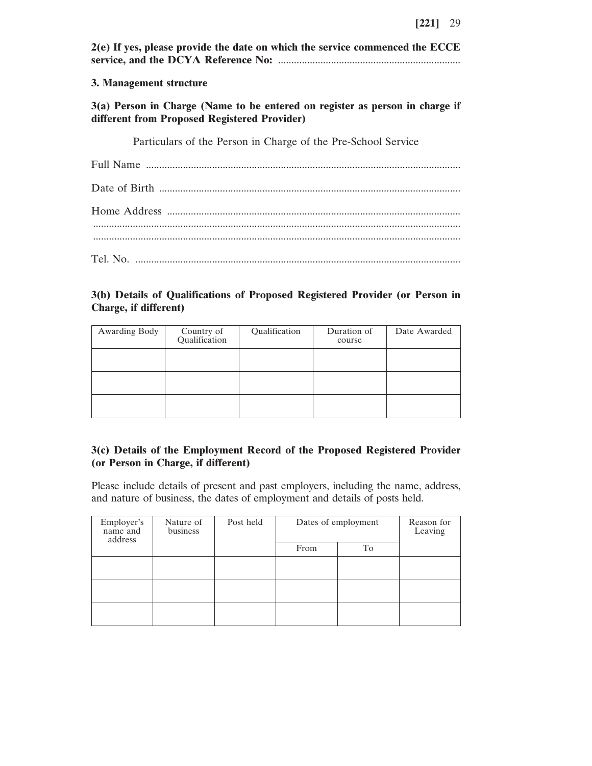**2(e) If yes, please provide the date on which the service commenced the ECCE service, and the DCYA Reference No:** ....................................................................

**3. Management structure**

**3(a) Person in Charge (Name to be entered on register as person in charge if different from Proposed Registered Provider)**

Particulars of the Person in Charge of the Pre-School Service

Full Name ......................................................................................................................

Date of Birth .................................................................................................................

Home Address ..............................................................................................................
..........................................................................................................................................
..........................................................................................................................................

Tel. No. ..........................................................................................................................

**3(b) Details of Qualifications of Proposed Registered Provider (or Person in Charge, if different)**

| Awarding Body | Country of Qualification | Qualification | Duration of course | Date Awarded |
|---|---|---|---|---|
| | | | | |
| | | | | |
| | | | | |

**3(c) Details of the Employment Record of the Proposed Registered Provider (or Person in Charge, if different)**

Please include details of present and past employers, including the name, address, and nature of business, the dates of employment and details of posts held.

| Employer's name and address | Nature of business | Post held | Dates of employment | | Reason for Leaving |
|---|---|---|---|---|---|
| | | | From | To | |
| | | | | | |
| | | | | | |
| | | | | | |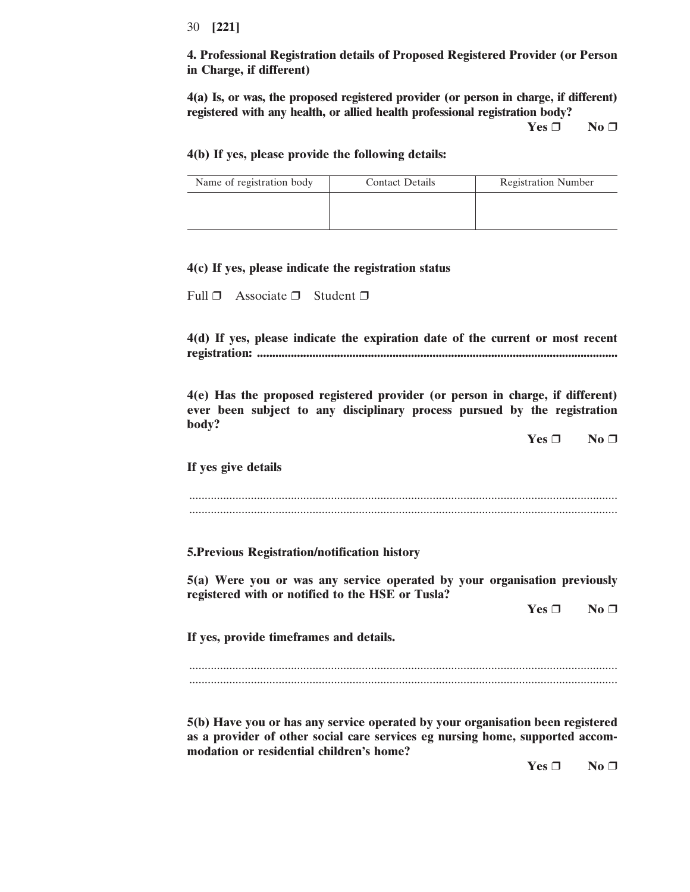**4. Professional Registration details of Proposed Registered Provider (or Person in Charge, if different)**

**4(a) Is, or was, the proposed registered provider (or person in charge, if different) registered with any health, or allied health professional registration body?**

**Yes ❐ No ❐**

**4(b) If yes, please provide the following details:**

| Name of registration body | Contact Details | Registration Number |
|---|---|---|
| | | |

**4(c) If yes, please indicate the registration status**

Full ❐ Associate ❐ Student ❐

**4(d) If yes, please indicate the expiration date of the current or most recent registration: ......................................................................................................................**

**4(e) Has the proposed registered provider (or person in charge, if different) ever been subject to any disciplinary process pursued by the registration body?**

**Yes ❐ No ❐**

**If yes give details**

..........................................................................................................................................
..........................................................................................................................................

**5.Previous Registration/notification history**

**5(a) Were you or was any service operated by your organisation previously registered with or notified to the HSE or Tusla?**

**Yes ❐ No ❐**

**If yes, provide timeframes and details.**

..........................................................................................................................................
..........................................................................................................................................

**5(b) Have you or has any service operated by your organisation been registered as a provider of other social care services eg nursing home, supported accommodation or residential children's home?**

**Yes ❐ No ❐**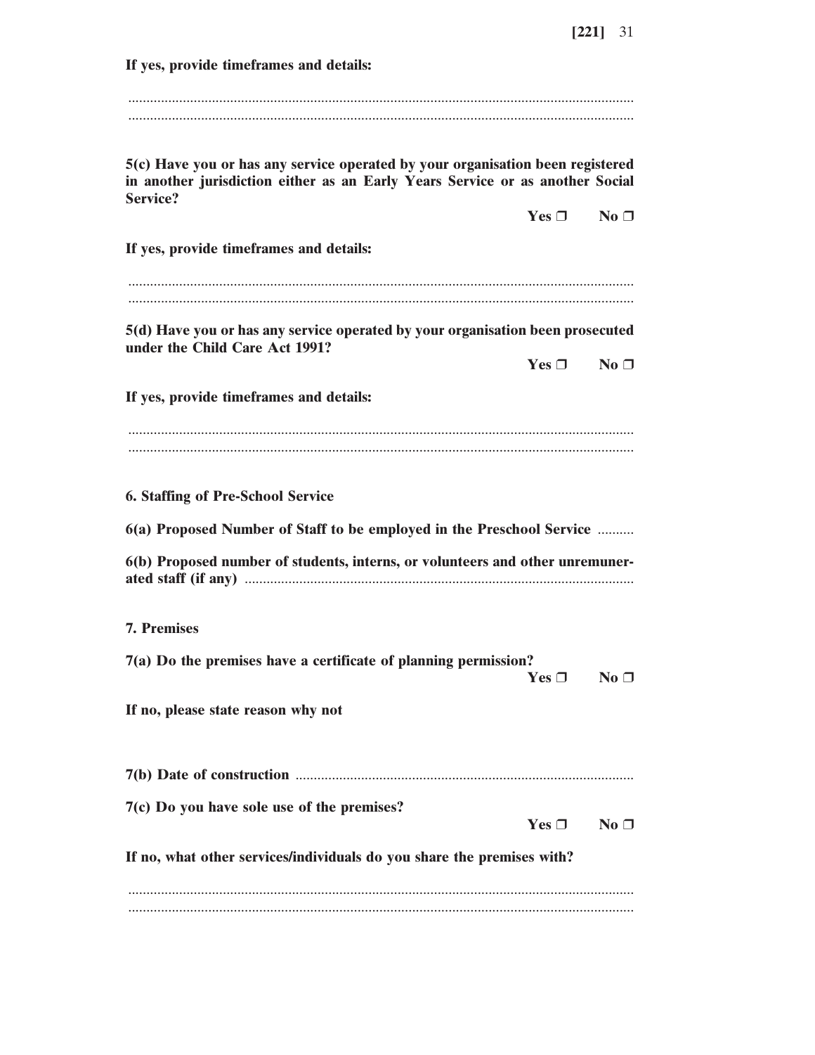**If yes, provide timeframes and details:**

..........................................................................................................................................
..........................................................................................................................................

**5(c) Have you or has any service operated by your organisation been registered in another jurisdiction either as an Early Years Service or as another Social Service?**

**Yes ❒ No ❒**

**If yes, provide timeframes and details:**

..........................................................................................................................................
..........................................................................................................................................

**5(d) Have you or has any service operated by your organisation been prosecuted under the Child Care Act 1991?**

**Yes ❒ No ❒**

**If yes, provide timeframes and details:**

..........................................................................................................................................
..........................................................................................................................................

**6. Staffing of Pre-School Service**

**6(a) Proposed Number of Staff to be employed in the Preschool Service** ..........

**6(b) Proposed number of students, interns, or volunteers and other unremunerated staff (if any)** ..........................................................................................................

**7. Premises**

**7(a) Do the premises have a certificate of planning permission?**

**Yes ❒ No ❒**

**If no, please state reason why not**

**7(b) Date of construction** ............................................................................................

**7(c) Do you have sole use of the premises?**

**Yes ❒ No ❒**

**If no, what other services/individuals do you share the premises with?**

..........................................................................................................................................
..........................................................................................................................................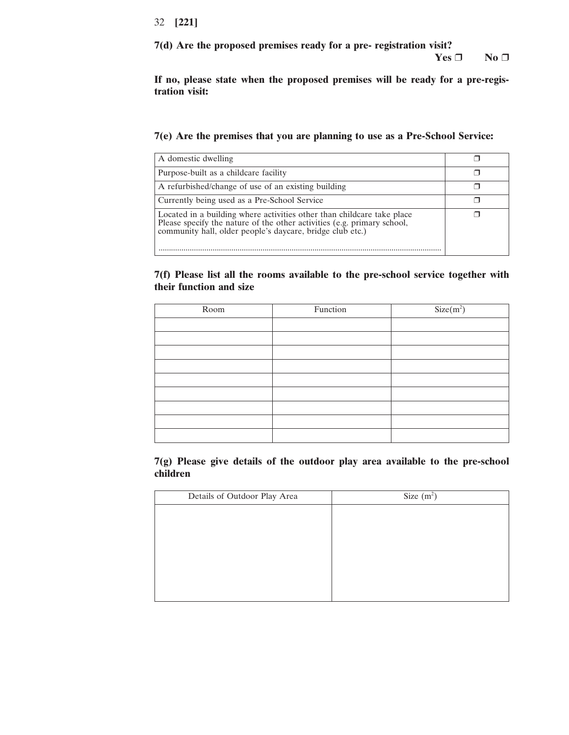**7(d) Are the proposed premises ready for a pre- registration visit?**

**Yes ❒ No ❒**

**If no, please state when the proposed premises will be ready for a pre-registration visit:**

**7(e) Are the premises that you are planning to use as a Pre-School Service:**

| | |
|---|---|
| A domestic dwelling | ❒ |
| Purpose-built as a childcare facility | ❒ |
| A refurbished/change of use of an existing building | ❒ |
| Currently being used as a Pre-School Service | ❒ |
| Located in a building where activities other than childcare take place Please specify the nature of the other activities (e.g. primary school, community hall, older people's daycare, bridge club etc.) ........................................................................................................................ | ❒ |

**7(f) Please list all the rooms available to the pre-school service together with their function and size**

| Room | Function | Size($m^2$) |
|---|---|---|
| | | |
| | | |
| | | |
| | | |
| | | |
| | | |
| | | |
| | | |
| | | |

**7(g) Please give details of the outdoor play area available to the pre-school children**

| Details of Outdoor Play Area | Size ($m^2$) |
|---|---|
| | |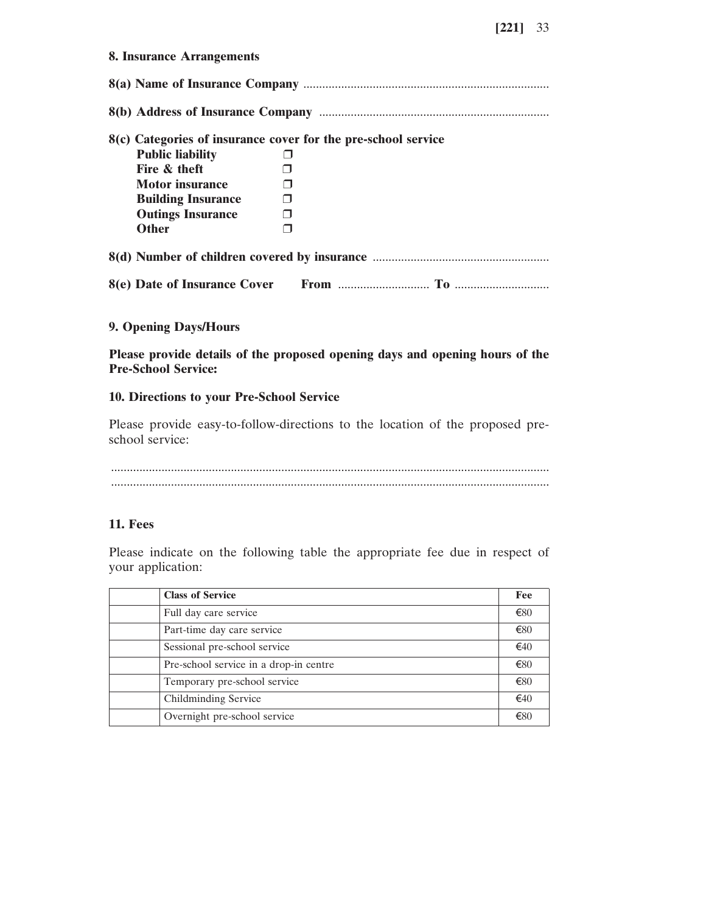**8. Insurance Arrangements**

**8(a) Name of Insurance Company** ..............................................................................

**8(b) Address of Insurance Company** .........................................................................

**8(c) Categories of insurance cover for the pre-school service**

- **Public liability** ❒
- **Fire & theft** ❒
- **Motor insurance** ❒
- **Building Insurance** ❒
- **Outings Insurance** ❒
- **Other** ❒

**8(d) Number of children covered by insurance** ........................................................

**8(e) Date of Insurance Cover** **From** ............................. **To** ..............................

**9. Opening Days/Hours**

**Please provide details of the proposed opening days and opening hours of the Pre-School Service:**

**10. Directions to your Pre-School Service**

Please provide easy-to-follow-directions to the location of the proposed pre-school service:

..........................................................................................................................................
..........................................................................................................................................

**11. Fees**

Please indicate on the following table the appropriate fee due in respect of your application:

| | **Class of Service** | **Fee** |
|---|---|---|
| | Full day care service | €80 |
| | Part-time day care service | €80 |
| | Sessional pre-school service | €40 |
| | Pre-school service in a drop-in centre | €80 |
| | Temporary pre-school service | €80 |
| | Childminding Service | €40 |
| | Overnight pre-school service | €80 |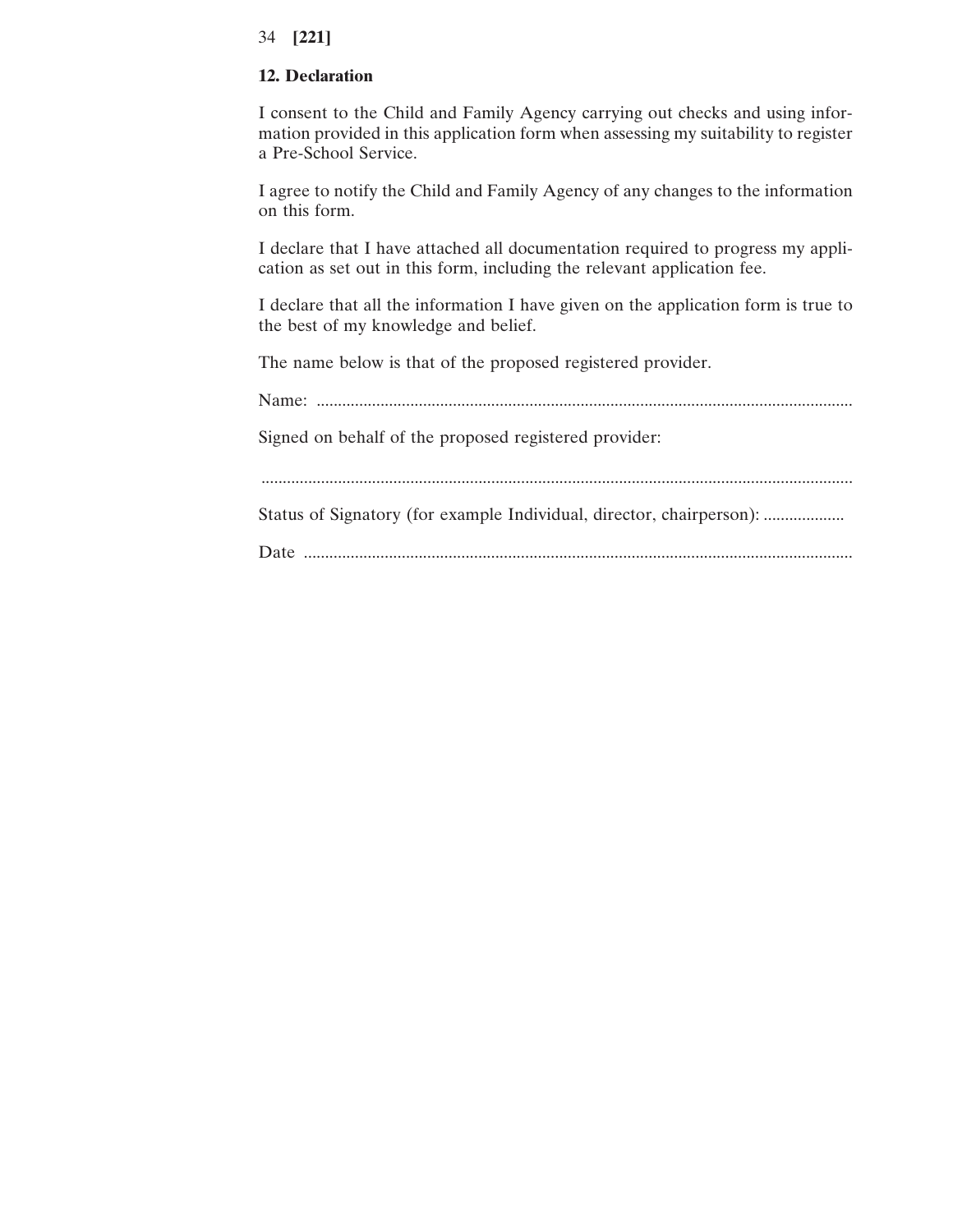## 12. Declaration

I consent to the Child and Family Agency carrying out checks and using information provided in this application form when assessing my suitability to register a Pre-School Service.

I agree to notify the Child and Family Agency of any changes to the information on this form.

I declare that I have attached all documentation required to progress my application as set out in this form, including the relevant application fee.

I declare that all the information I have given on the application form is true to the best of my knowledge and belief.

The name below is that of the proposed registered provider.

Name: ..............................................................................................................................

Signed on behalf of the proposed registered provider:

..........................................................................................................................................

Status of Signatory (for example Individual, director, chairperson): ...................

Date ..................................................................................................................................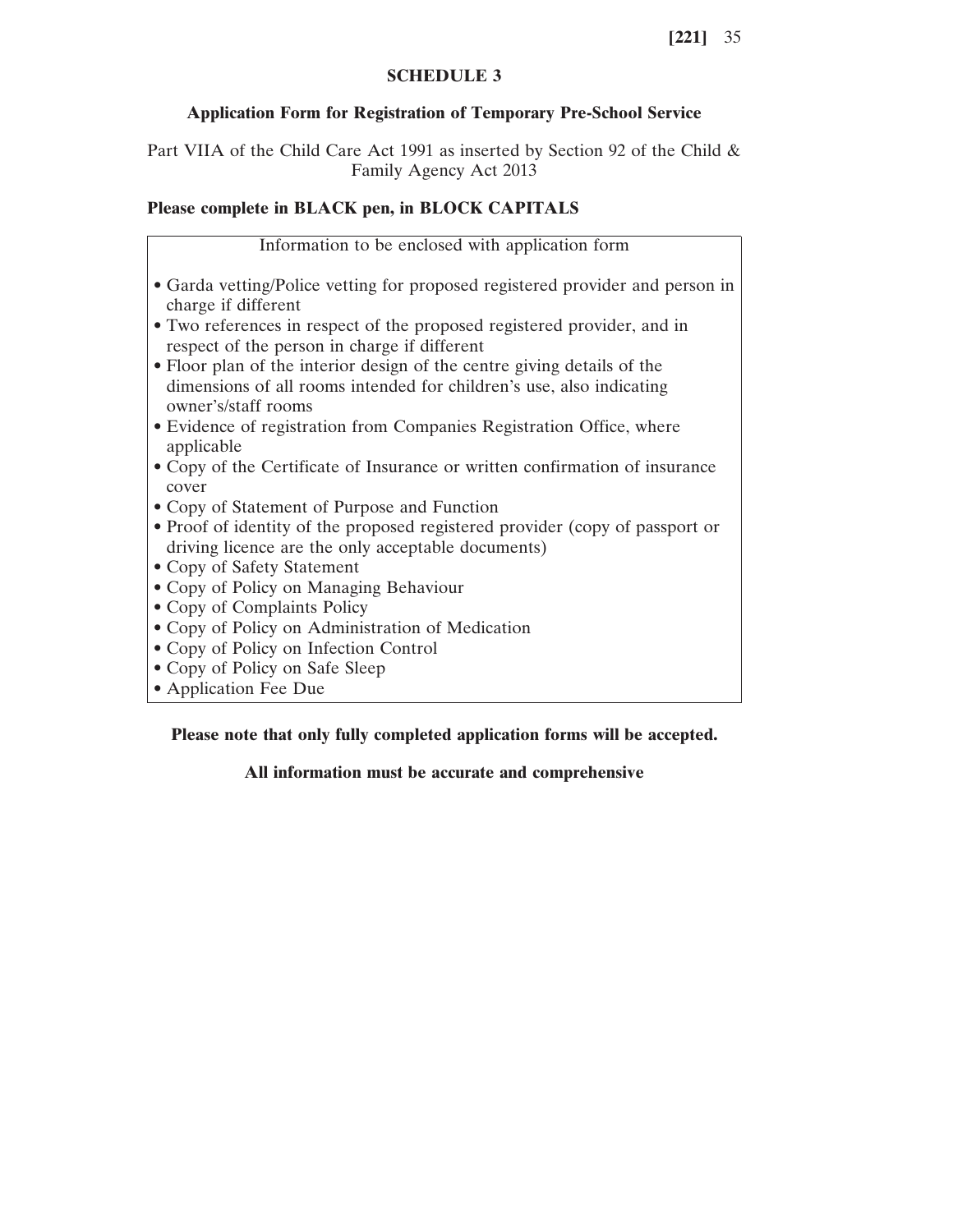## SCHEDULE 3

### Application Form for Registration of Temporary Pre-School Service

Part VIIA of the Child Care Act 1991 as inserted by Section 92 of the Child & Family Agency Act 2013

**Please complete in BLACK pen, in BLOCK CAPITALS**

Information to be enclosed with application form

- Garda vetting/Police vetting for proposed registered provider and person in charge if different
- Two references in respect of the proposed registered provider, and in respect of the person in charge if different
- Floor plan of the interior design of the centre giving details of the dimensions of all rooms intended for children's use, also indicating owner's/staff rooms
- Evidence of registration from Companies Registration Office, where applicable
- Copy of the Certificate of Insurance or written confirmation of insurance cover
- Copy of Statement of Purpose and Function
- Proof of identity of the proposed registered provider (copy of passport or driving licence are the only acceptable documents)
- Copy of Safety Statement
- Copy of Policy on Managing Behaviour
- Copy of Complaints Policy
- Copy of Policy on Administration of Medication
- Copy of Policy on Infection Control
- Copy of Policy on Safe Sleep
- Application Fee Due

**Please note that only fully completed application forms will be accepted.**

**All information must be accurate and comprehensive**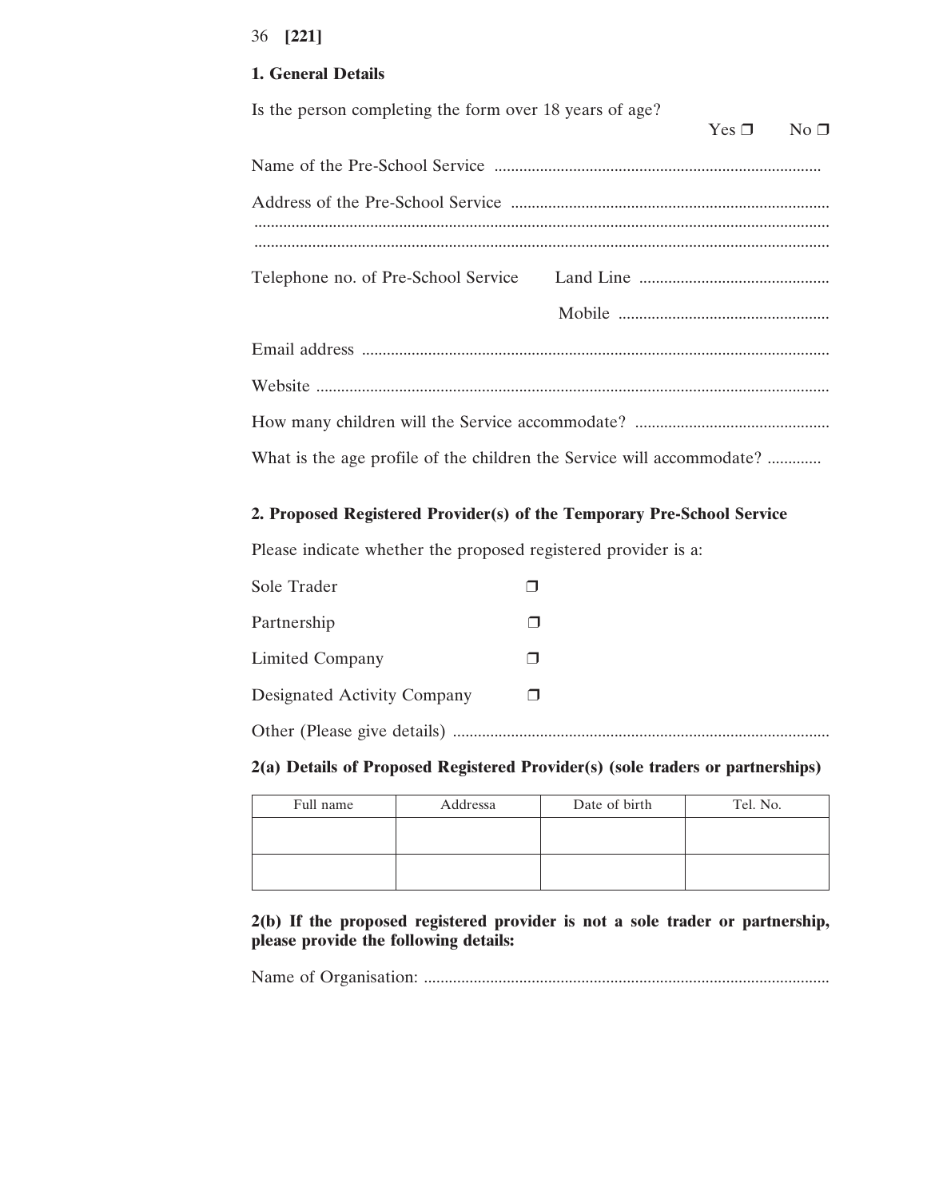### 1. General Details

Is the person completing the form over 18 years of age?

Yes ❒ No ❒

Name of the Pre-School Service ..............................................................................

Address of the Pre-School Service ............................................................................
.........................................................................................................................
.........................................................................................................................

Telephone no. of Pre-School Service Land Line .............................................

Mobile ...................................................

Email address ................................................................................................................

Website ...........................................................................................................................

How many children will the Service accommodate? ..............................................

What is the age profile of the children the Service will accommodate? .............

### 2. Proposed Registered Provider(s) of the Temporary Pre-School Service

Please indicate whether the proposed registered provider is a:

Sole Trader ❒

Partnership ❒

Limited Company ❒

Designated Activity Company ❒

Other (Please give details) ..........................................................................................

### 2(a) Details of Proposed Registered Provider(s) (sole traders or partnerships)

| Full name | Addressa | Date of birth | Tel. No. |
|---|---|---|---|
| | | | |
| | | | |

### 2(b) If the proposed registered provider is not a sole trader or partnership, please provide the following details:

Name of Organisation: .................................................................................................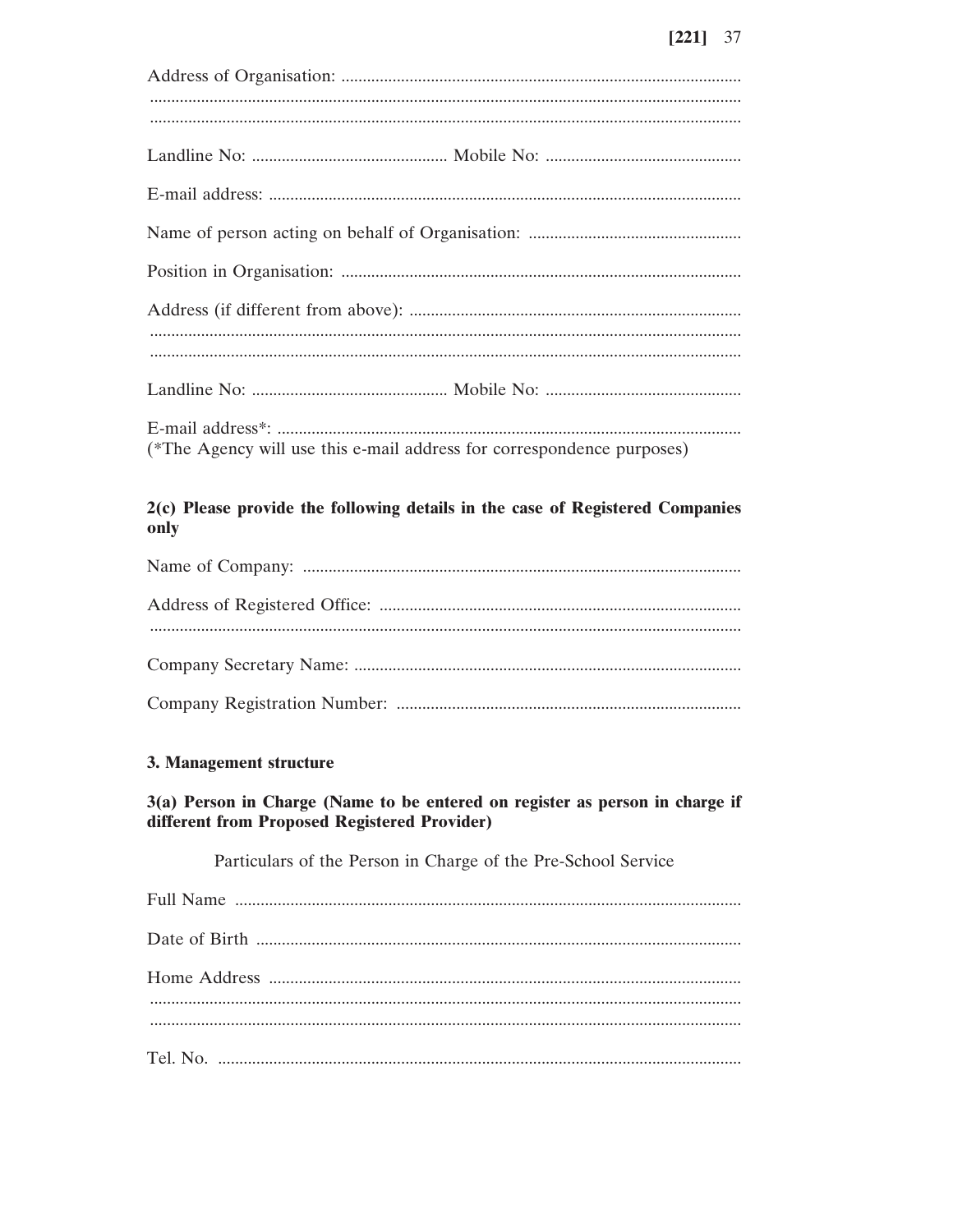Address of Organisation: .............................................................................................
..........................................................................................................................
..........................................................................................................................

Landline No: ............................................. Mobile No: .............................................

E-mail address: .............................................................................................................

Name of person acting on behalf of Organisation: .................................................

Position in Organisation: .............................................................................................

Address (if different from above): .............................................................................
..........................................................................................................................
..........................................................................................................................

Landline No: ............................................. Mobile No: .............................................

E-mail address*: ............................................................................................................
(*The Agency will use this e-mail address for correspondence purposes)

**2(c) Please provide the following details in the case of Registered Companies only**

Name of Company: ......................................................................................................

Address of Registered Office: ....................................................................................
..........................................................................................................................

Company Secretary Name: .........................................................................................

Company Registration Number: ................................................................................

**3. Management structure**

**3(a) Person in Charge (Name to be entered on register as person in charge if different from Proposed Registered Provider)**

Particulars of the Person in Charge of the Pre-School Service

Full Name ......................................................................................................................

Date of Birth .................................................................................................................

Home Address ..............................................................................................................
..........................................................................................................................
..........................................................................................................................

Tel. No. ..........................................................................................................................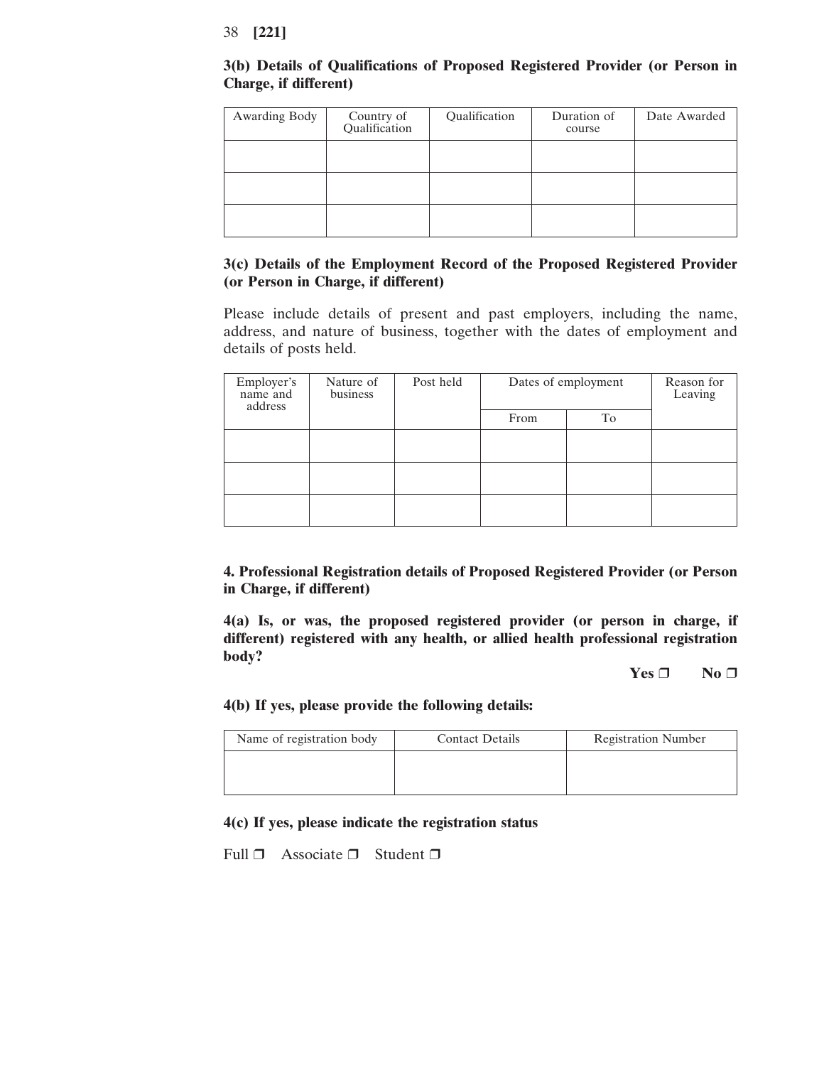**3(b) Details of Qualifications of Proposed Registered Provider (or Person in Charge, if different)**

| Awarding Body | Country of Qualification | Qualification | Duration of course | Date Awarded |
| --- | --- | --- | --- | --- |
| | | | | |
| | | | | |
| | | | | |

**3(c) Details of the Employment Record of the Proposed Registered Provider (or Person in Charge, if different)**

Please include details of present and past employers, including the name, address, and nature of business, together with the dates of employment and details of posts held.

| Employer's name and address | Nature of business | Post held | Dates of employment | | Reason for Leaving |
| --- | --- | --- | --- | --- | --- |
| | | | From | To | |
| | | | | | |
| | | | | | |
| | | | | | |

**4. Professional Registration details of Proposed Registered Provider (or Person in Charge, if different)**

**4(a) Is, or was, the proposed registered provider (or person in charge, if different) registered with any health, or allied health professional registration body?**

**Yes ❒ No ❒**

**4(b) If yes, please provide the following details:**

| Name of registration body | Contact Details | Registration Number |
| --- | --- | --- |
| | | |

**4(c) If yes, please indicate the registration status**

Full ❒ Associate ❒ Student ❒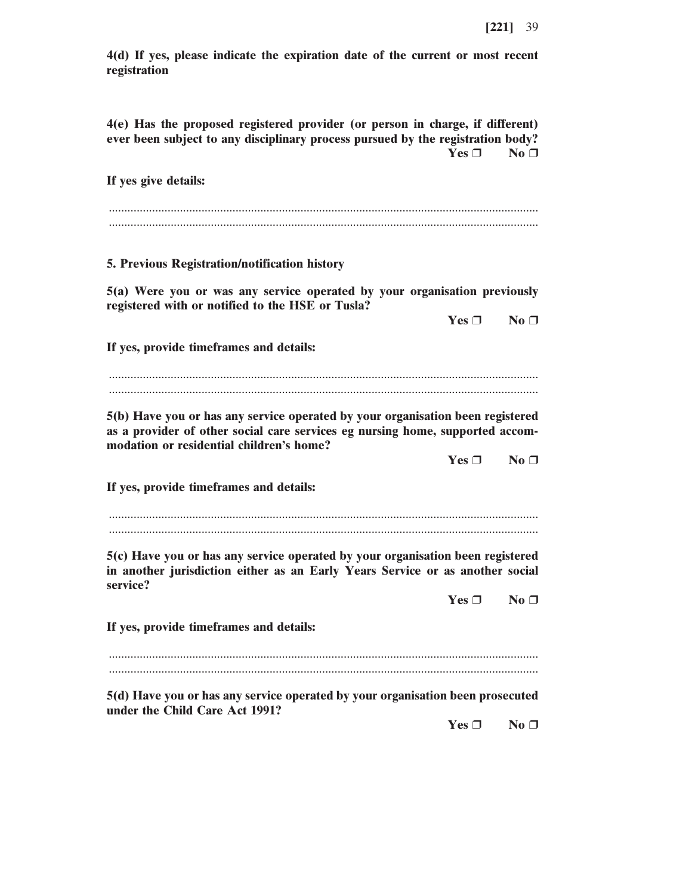**4(d) If yes, please indicate the expiration date of the current or most recent registration**

**4(e) Has the proposed registered provider (or person in charge, if different) ever been subject to any disciplinary process pursued by the registration body?**

**Yes ❐ No ❐**

**If yes give details:**

..........................................................................................................................................
..........................................................................................................................................

**5. Previous Registration/notification history**

**5(a) Were you or was any service operated by your organisation previously registered with or notified to the HSE or Tusla?**

**Yes ❐ No ❐**

**If yes, provide timeframes and details:**

..........................................................................................................................................
..........................................................................................................................................

**5(b) Have you or has any service operated by your organisation been registered as a provider of other social care services eg nursing home, supported accommodation or residential children's home?**

**Yes ❐ No ❐**

**If yes, provide timeframes and details:**

..........................................................................................................................................
..........................................................................................................................................

**5(c) Have you or has any service operated by your organisation been registered in another jurisdiction either as an Early Years Service or as another social service?**

**Yes ❐ No ❐**

**If yes, provide timeframes and details:**

..........................................................................................................................................
..........................................................................................................................................

**5(d) Have you or has any service operated by your organisation been prosecuted under the Child Care Act 1991?**

**Yes ❐ No ❐**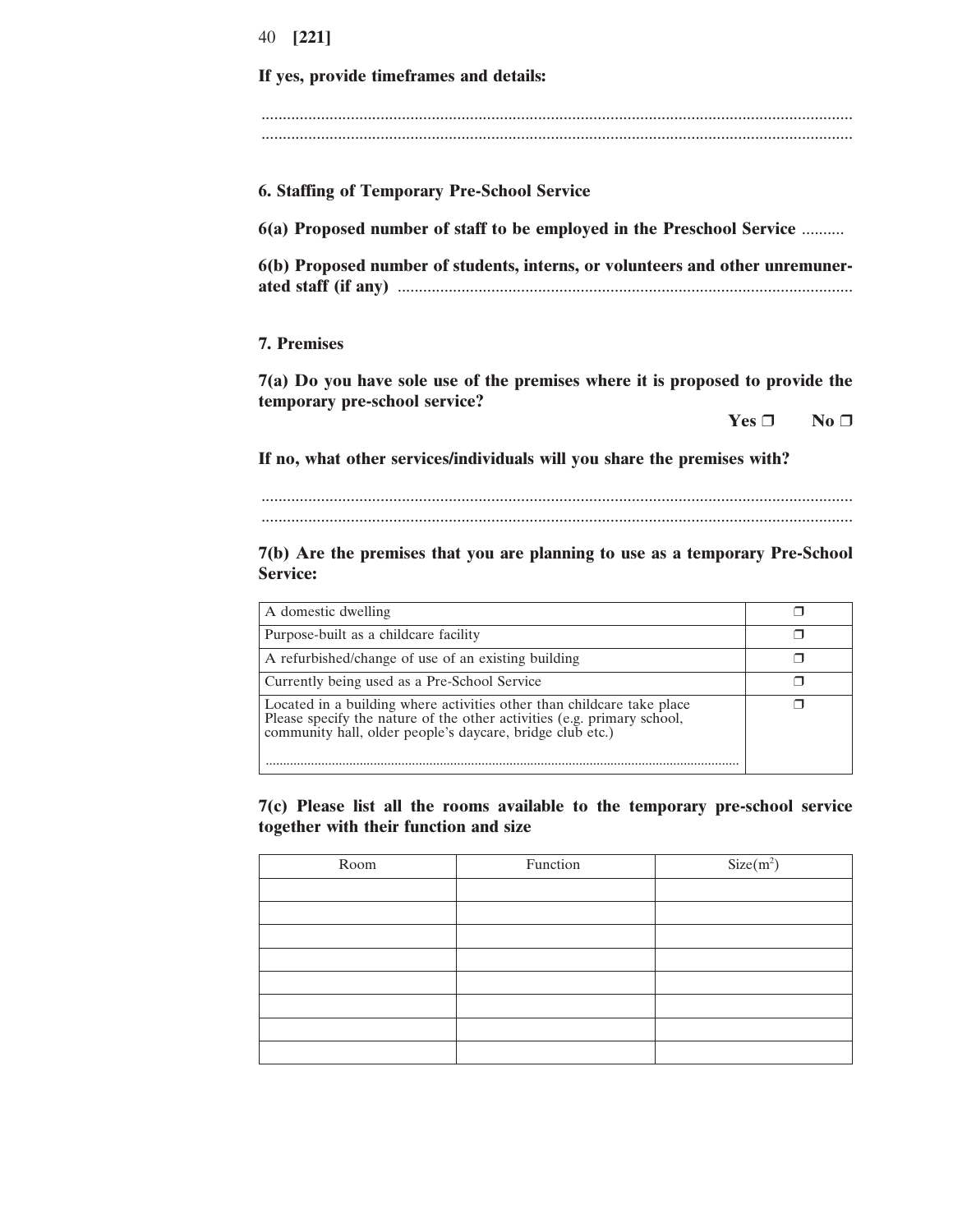**If yes, provide timeframes and details:**

..............................................................................................................................................
..............................................................................................................................................

**6. Staffing of Temporary Pre-School Service**

**6(a) Proposed number of staff to be employed in the Preschool Service** ..........

**6(b) Proposed number of students, interns, or volunteers and other unremunerated staff (if any)** ..........................................................................................................

**7. Premises**

**7(a) Do you have sole use of the premises where it is proposed to provide the temporary pre-school service?**

**Yes ❐ No ❐**

**If no, what other services/individuals will you share the premises with?**

..............................................................................................................................................
..............................................................................................................................................

**7(b) Are the premises that you are planning to use as a temporary Pre-School Service:**

| | |
|---|---|
| A domestic dwelling | ❐ |
| Purpose-built as a childcare facility | ❐ |
| A refurbished/change of use of an existing building | ❐ |
| Currently being used as a Pre-School Service | ❐ |
| Located in a building where activities other than childcare take place Please specify the nature of the other activities (e.g. primary school, community hall, older people's daycare, bridge club etc.) .................................................................................................................................... | ❐ |

**7(c) Please list all the rooms available to the temporary pre-school service together with their function and size**

| Room | Function | Size($m^2$) |
|---|---|---|
| | | |
| | | |
| | | |
| | | |
| | | |
| | | |
| | | |
| | | |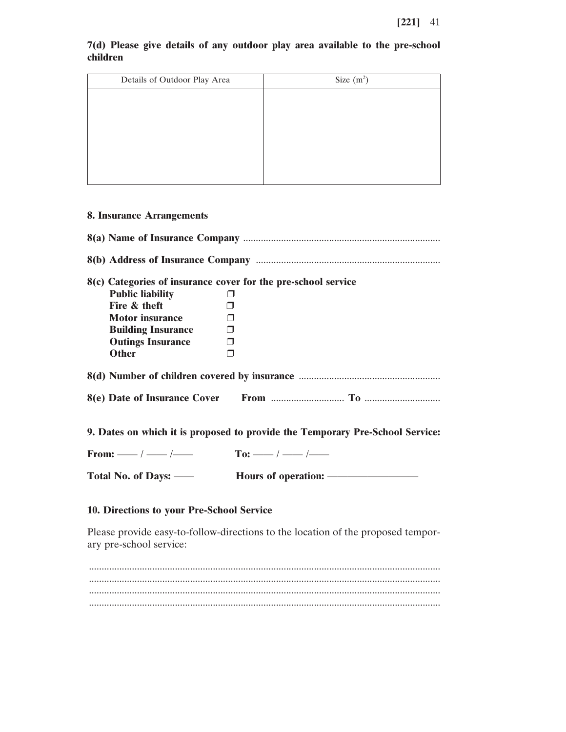**7(d) Please give details of any outdoor play area available to the pre-school children**

| Details of Outdoor Play Area | Size ($m^2$) |
| --- | --- |
| | |

**8. Insurance Arrangements**

**8(a) Name of Insurance Company** ............................................................................

**8(b) Address of Insurance Company** ........................................................................

**8(c) Categories of insurance cover for the pre-school service**

- **Public liability** ❐
- **Fire & theft** ❐
- **Motor insurance** ❐
- **Building Insurance** ❐
- **Outings Insurance** ❐
- **Other** ❐

**8(d) Number of children covered by insurance** .......................................................

**8(e) Date of Insurance Cover From** ............................ **To** .............................

**9. Dates on which it is proposed to provide the Temporary Pre-School Service:**

**From:** —— / —— /—— **To:** —— / —— /——

**Total No. of Days:** —— **Hours of operation:** ——————————

**10. Directions to your Pre-School Service**

Please provide easy-to-follow-directions to the location of the proposed temporary pre-school service:

..........................................................................................................................

..........................................................................................................................

..........................................................................................................................

..........................................................................................................................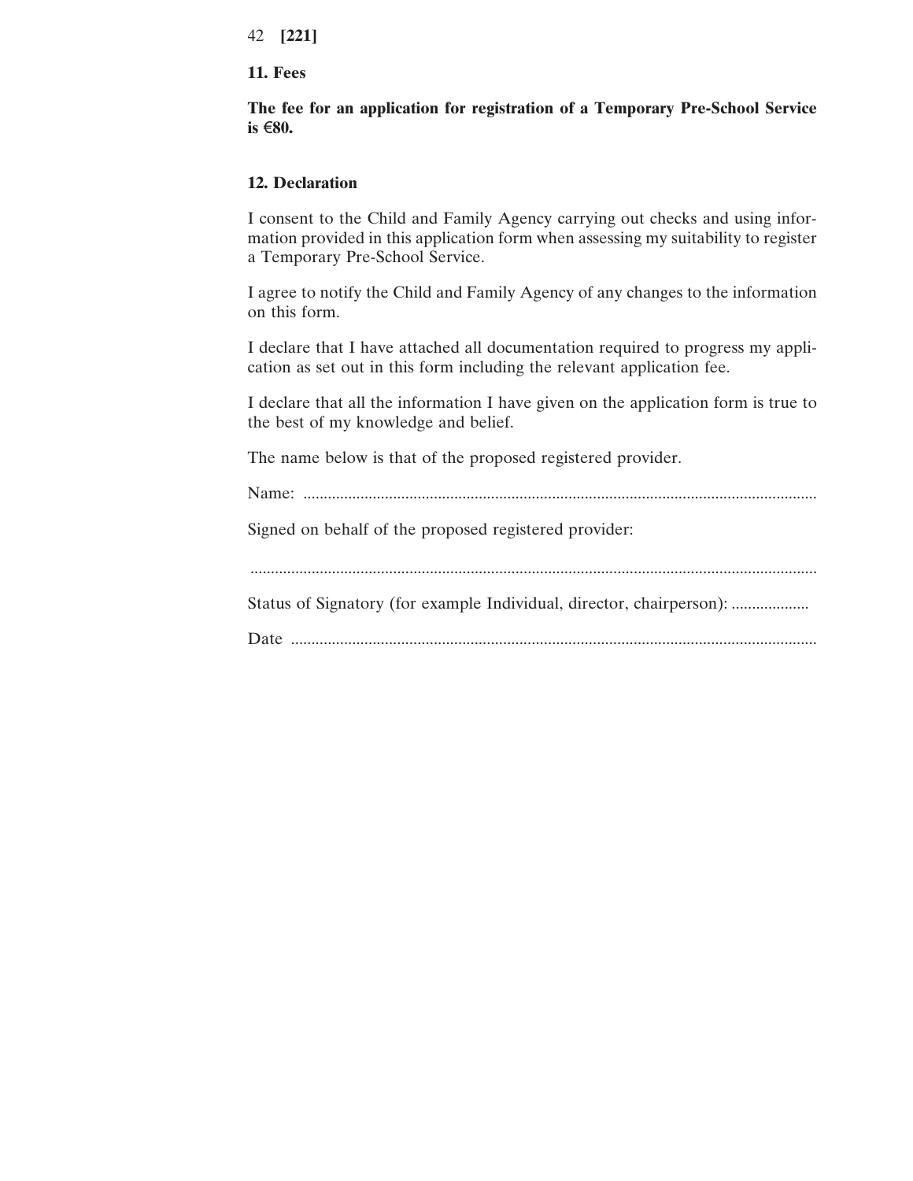**11. Fees**

**The fee for an application for registration of a Temporary Pre-School Service is €80.**

**12. Declaration**

I consent to the Child and Family Agency carrying out checks and using information provided in this application form when assessing my suitability to register a Temporary Pre-School Service.

I agree to notify the Child and Family Agency of any changes to the information on this form.

I declare that I have attached all documentation required to progress my application as set out in this form including the relevant application fee.

I declare that all the information I have given on the application form is true to the best of my knowledge and belief.

The name below is that of the proposed registered provider.

Name: ..............................................................................................................................

Signed on behalf of the proposed registered provider:

..........................................................................................................................................

Status of Signatory (for example Individual, director, chairperson): ...................

Date .................................................................................................................................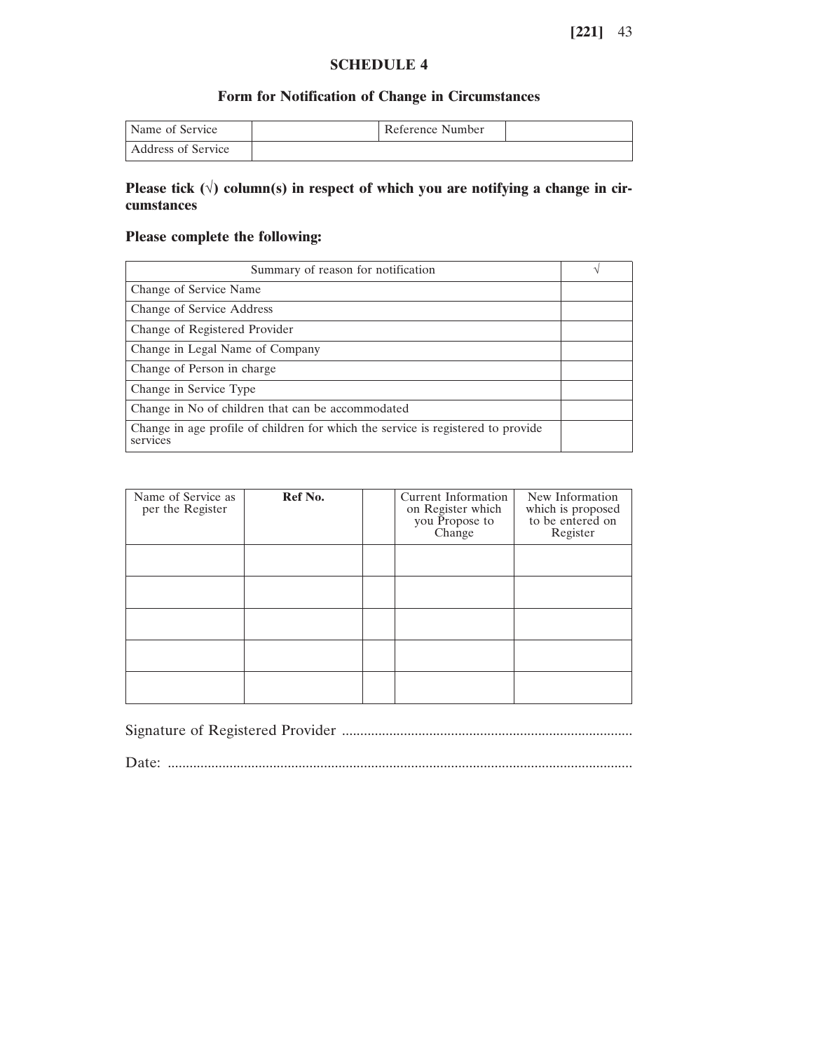## SCHEDULE 4

### Form for Notification of Change in Circumstances

| Name of Service | | Reference Number | |
|---|---|---|---|
| Address of Service | | | |

**Please tick (√) column(s) in respect of which you are notifying a change in circumstances**

**Please complete the following:**

| Summary of reason for notification | √ |
|---|---|
| Change of Service Name | |
| Change of Service Address | |
| Change of Registered Provider | |
| Change in Legal Name of Company | |
| Change of Person in charge | |
| Change in Service Type | |
| Change in No of children that can be accommodated | |
| Change in age profile of children for which the service is registered to provide services | |

| Name of Service as per the Register | **Ref No.** | | Current Information on Register which you Propose to Change | New Information which is proposed to be entered on Register |
|---|---|---|---|---|
| | | | | |
| | | | | |
| | | | | |
| | | | | |
| | | | | |

Signature of Registered Provider ................................................................................

Date: ...............................................................................................................................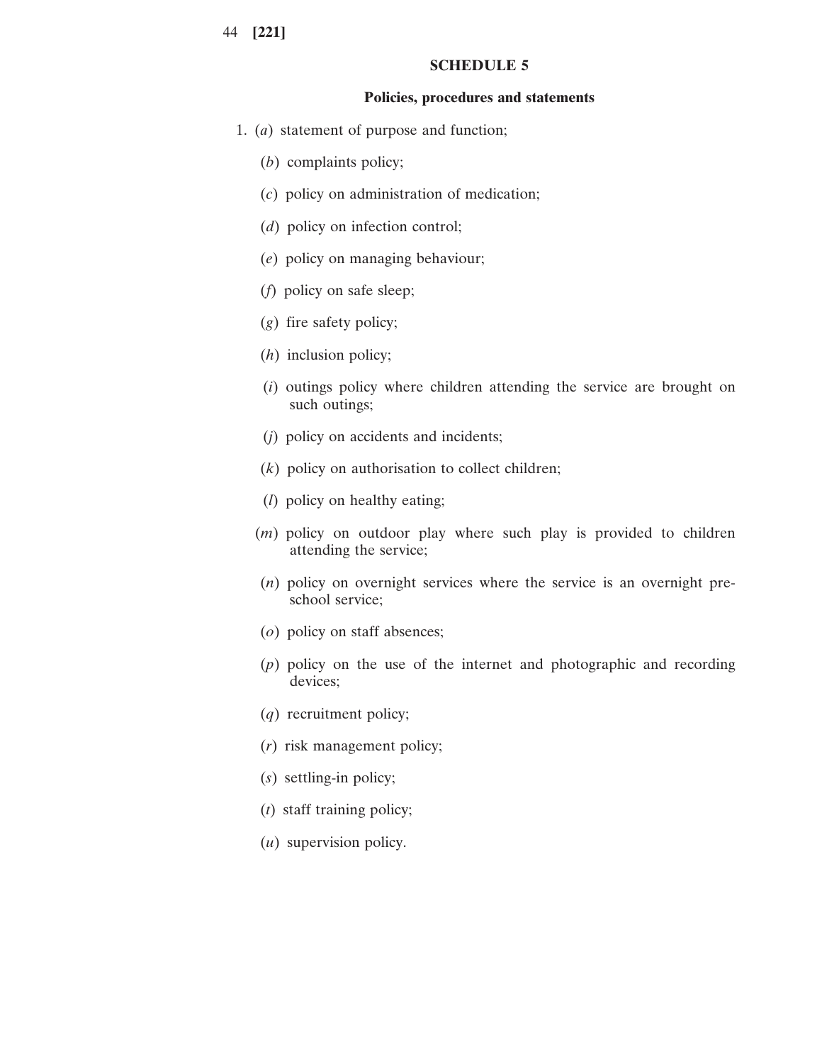## SCHEDULE 5

### Policies, procedures and statements

1. (*a*) statement of purpose and function;

   (*b*) complaints policy;

   (*c*) policy on administration of medication;

   (*d*) policy on infection control;

   (*e*) policy on managing behaviour;

   (*f*) policy on safe sleep;

   (*g*) fire safety policy;

   (*h*) inclusion policy;

   (*i*) outings policy where children attending the service are brought on such outings;

   (*j*) policy on accidents and incidents;

   (*k*) policy on authorisation to collect children;

   (*l*) policy on healthy eating;

   (*m*) policy on outdoor play where such play is provided to children attending the service;

   (*n*) policy on overnight services where the service is an overnight pre-school service;

   (*o*) policy on staff absences;

   (*p*) policy on the use of the internet and photographic and recording devices;

   (*q*) recruitment policy;

   (*r*) risk management policy;

   (*s*) settling-in policy;

   (*t*) staff training policy;

   (*u*) supervision policy.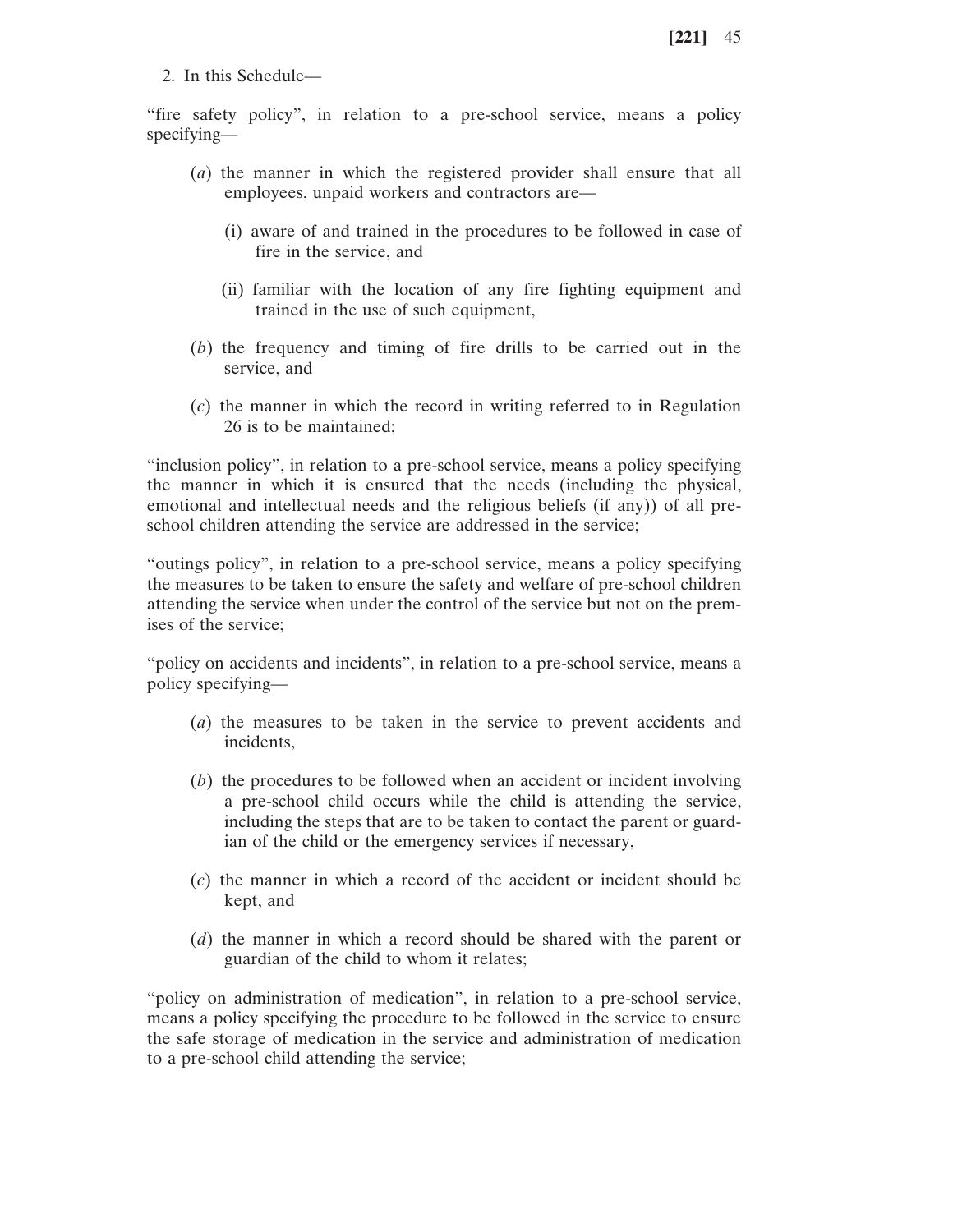2. In this Schedule—

"fire safety policy", in relation to a pre-school service, means a policy specifying—

(*a*) the manner in which the registered provider shall ensure that all employees, unpaid workers and contractors are—

(i) aware of and trained in the procedures to be followed in case of fire in the service, and

(ii) familiar with the location of any fire fighting equipment and trained in the use of such equipment,

(*b*) the frequency and timing of fire drills to be carried out in the service, and

(*c*) the manner in which the record in writing referred to in Regulation 26 is to be maintained;

"inclusion policy", in relation to a pre-school service, means a policy specifying the manner in which it is ensured that the needs (including the physical, emotional and intellectual needs and the religious beliefs (if any)) of all pre-school children attending the service are addressed in the service;

"outings policy", in relation to a pre-school service, means a policy specifying the measures to be taken to ensure the safety and welfare of pre-school children attending the service when under the control of the service but not on the premises of the service;

"policy on accidents and incidents", in relation to a pre-school service, means a policy specifying—

(*a*) the measures to be taken in the service to prevent accidents and incidents,

(*b*) the procedures to be followed when an accident or incident involving a pre-school child occurs while the child is attending the service, including the steps that are to be taken to contact the parent or guardian of the child or the emergency services if necessary,

(*c*) the manner in which a record of the accident or incident should be kept, and

(*d*) the manner in which a record should be shared with the parent or guardian of the child to whom it relates;

"policy on administration of medication", in relation to a pre-school service, means a policy specifying the procedure to be followed in the service to ensure the safe storage of medication in the service and administration of medication to a pre-school child attending the service;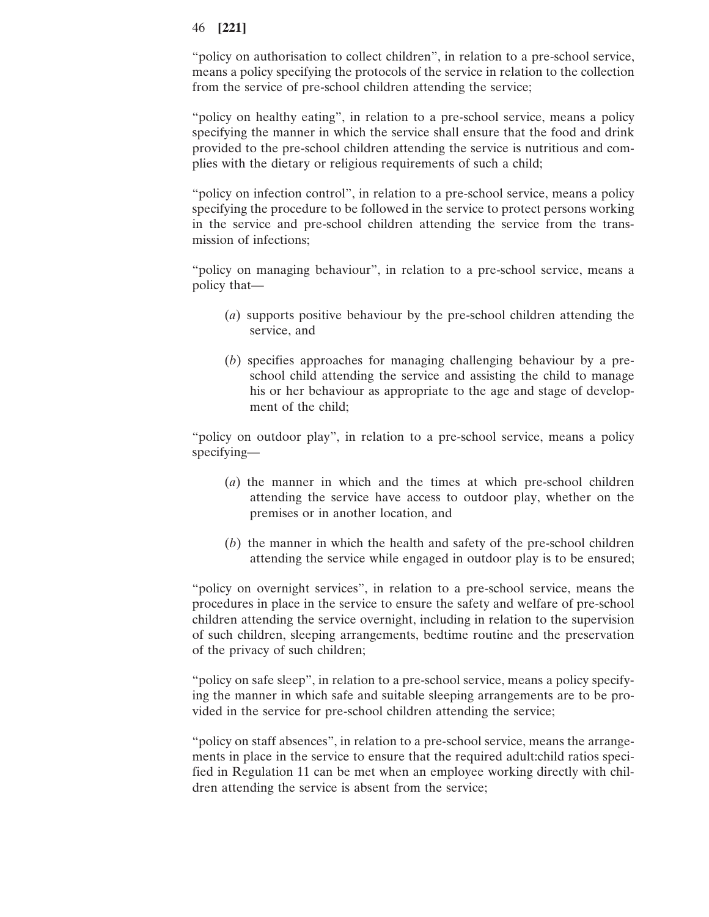"policy on authorisation to collect children", in relation to a pre-school service, means a policy specifying the protocols of the service in relation to the collection from the service of pre-school children attending the service;

"policy on healthy eating", in relation to a pre-school service, means a policy specifying the manner in which the service shall ensure that the food and drink provided to the pre-school children attending the service is nutritious and complies with the dietary or religious requirements of such a child;

"policy on infection control", in relation to a pre-school service, means a policy specifying the procedure to be followed in the service to protect persons working in the service and pre-school children attending the service from the transmission of infections;

"policy on managing behaviour", in relation to a pre-school service, means a policy that—

(*a*) supports positive behaviour by the pre-school children attending the service, and

(*b*) specifies approaches for managing challenging behaviour by a pre-school child attending the service and assisting the child to manage his or her behaviour as appropriate to the age and stage of development of the child;

"policy on outdoor play", in relation to a pre-school service, means a policy specifying—

(*a*) the manner in which and the times at which pre-school children attending the service have access to outdoor play, whether on the premises or in another location, and

(*b*) the manner in which the health and safety of the pre-school children attending the service while engaged in outdoor play is to be ensured;

"policy on overnight services", in relation to a pre-school service, means the procedures in place in the service to ensure the safety and welfare of pre-school children attending the service overnight, including in relation to the supervision of such children, sleeping arrangements, bedtime routine and the preservation of the privacy of such children;

"policy on safe sleep", in relation to a pre-school service, means a policy specifying the manner in which safe and suitable sleeping arrangements are to be provided in the service for pre-school children attending the service;

"policy on staff absences", in relation to a pre-school service, means the arrangements in place in the service to ensure that the required adult:child ratios specified in Regulation 11 can be met when an employee working directly with children attending the service is absent from the service;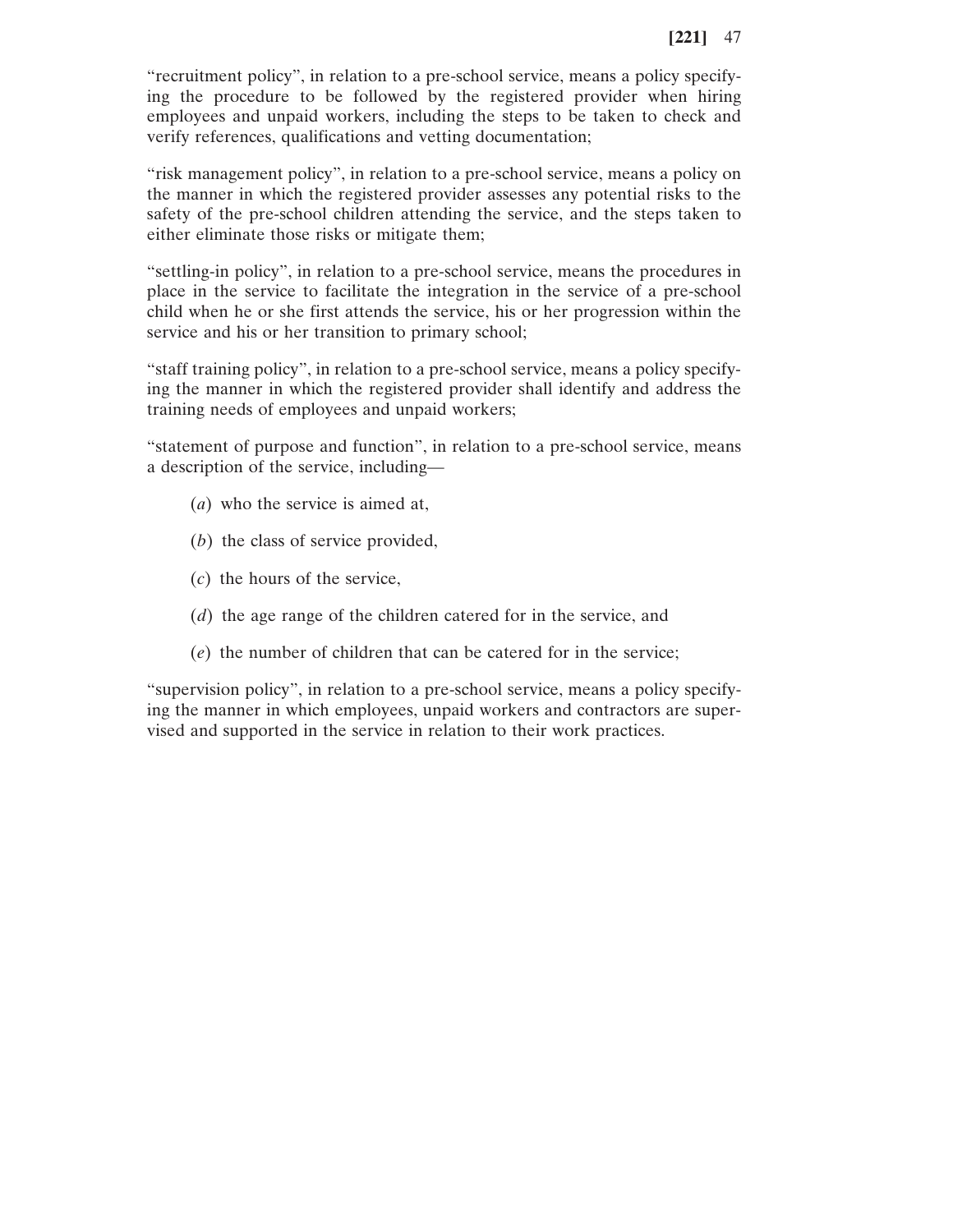"recruitment policy", in relation to a pre-school service, means a policy specifying the procedure to be followed by the registered provider when hiring employees and unpaid workers, including the steps to be taken to check and verify references, qualifications and vetting documentation;

"risk management policy", in relation to a pre-school service, means a policy on the manner in which the registered provider assesses any potential risks to the safety of the pre-school children attending the service, and the steps taken to either eliminate those risks or mitigate them;

"settling-in policy", in relation to a pre-school service, means the procedures in place in the service to facilitate the integration in the service of a pre-school child when he or she first attends the service, his or her progression within the service and his or her transition to primary school;

"staff training policy", in relation to a pre-school service, means a policy specifying the manner in which the registered provider shall identify and address the training needs of employees and unpaid workers;

"statement of purpose and function", in relation to a pre-school service, means a description of the service, including—

(*a*) who the service is aimed at,

(*b*) the class of service provided,

(*c*) the hours of the service,

(*d*) the age range of the children catered for in the service, and

(*e*) the number of children that can be catered for in the service;

"supervision policy", in relation to a pre-school service, means a policy specifying the manner in which employees, unpaid workers and contractors are supervised and supported in the service in relation to their work practices.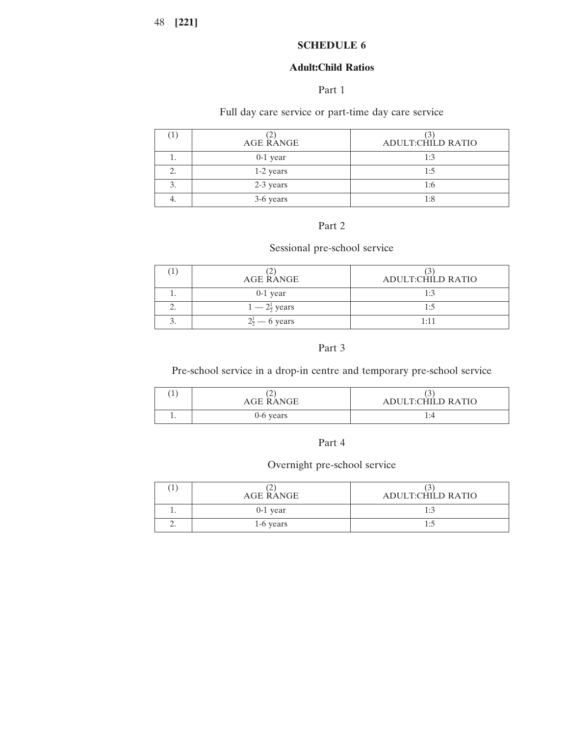# SCHEDULE 6

## Adult:Child Ratios

### Part 1

Full day care service or part-time day care service

| (1) | (2) AGE RANGE | (3) ADULT:CHILD RATIO |
|---|---|---|
| 1. | 0-1 year | 1:3 |
| 2. | 1-2 years | 1:5 |
| 3. | 2-3 years | 1:6 |
| 4. | 3-6 years | 1:8 |

### Part 2

Sessional pre-school service

| (1) | (2) AGE RANGE | (3) ADULT:CHILD RATIO |
|---|---|---|
| 1. | 0-1 year | 1:3 |
| 2. | 1 — $2\frac{1}{2}$ years | 1:5 |
| 3. | $2\frac{1}{2}$ — 6 years | 1:11 |

### Part 3

Pre-school service in a drop-in centre and temporary pre-school service

| (1) | (2) AGE RANGE | (3) ADULT:CHILD RATIO |
|---|---|---|
| 1. | 0-6 years | 1:4 |

### Part 4

Overnight pre-school service

| (1) | (2) AGE RANGE | (3) ADULT:CHILD RATIO |
|---|---|---|
| 1. | 0-1 year | 1:3 |
| 2. | 1-6 years | 1:5 |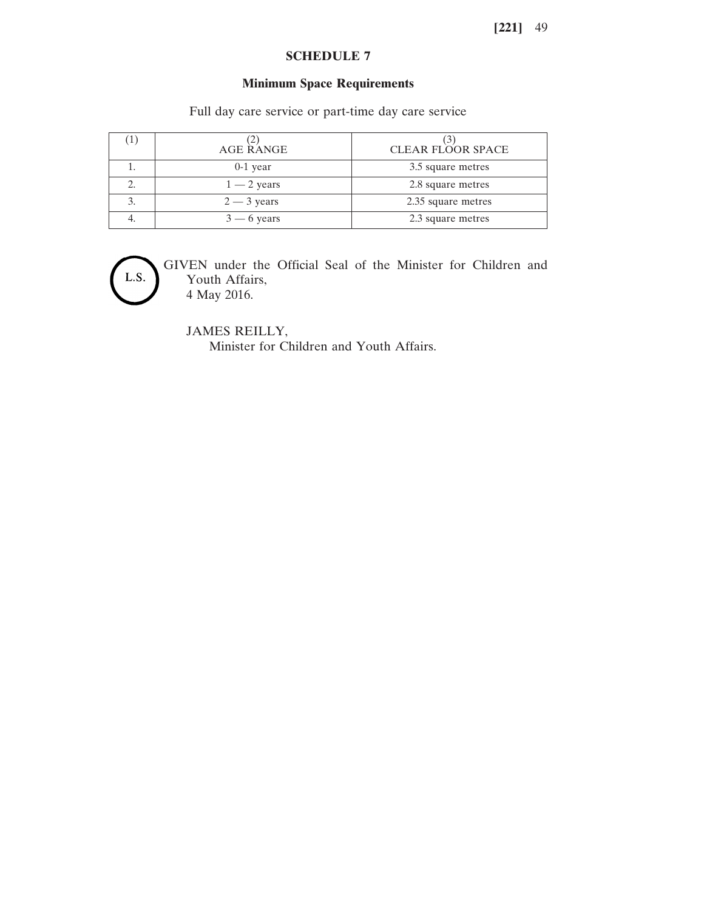## SCHEDULE 7

### Minimum Space Requirements

Full day care service or part-time day care service

| (1) | (2) AGE RANGE | (3) CLEAR FLOOR SPACE |
|---|---|---|
| 1. | 0-1 year | 3.5 square metres |
| 2. | 1 — 2 years | 2.8 square metres |
| 3. | 2 — 3 years | 2.35 square metres |
| 4. | 3 — 6 years | 2.3 square metres |

L.S.

GIVEN under the Official Seal of the Minister for Children and Youth Affairs,
4 May 2016.

JAMES REILLY,
Minister for Children and Youth Affairs.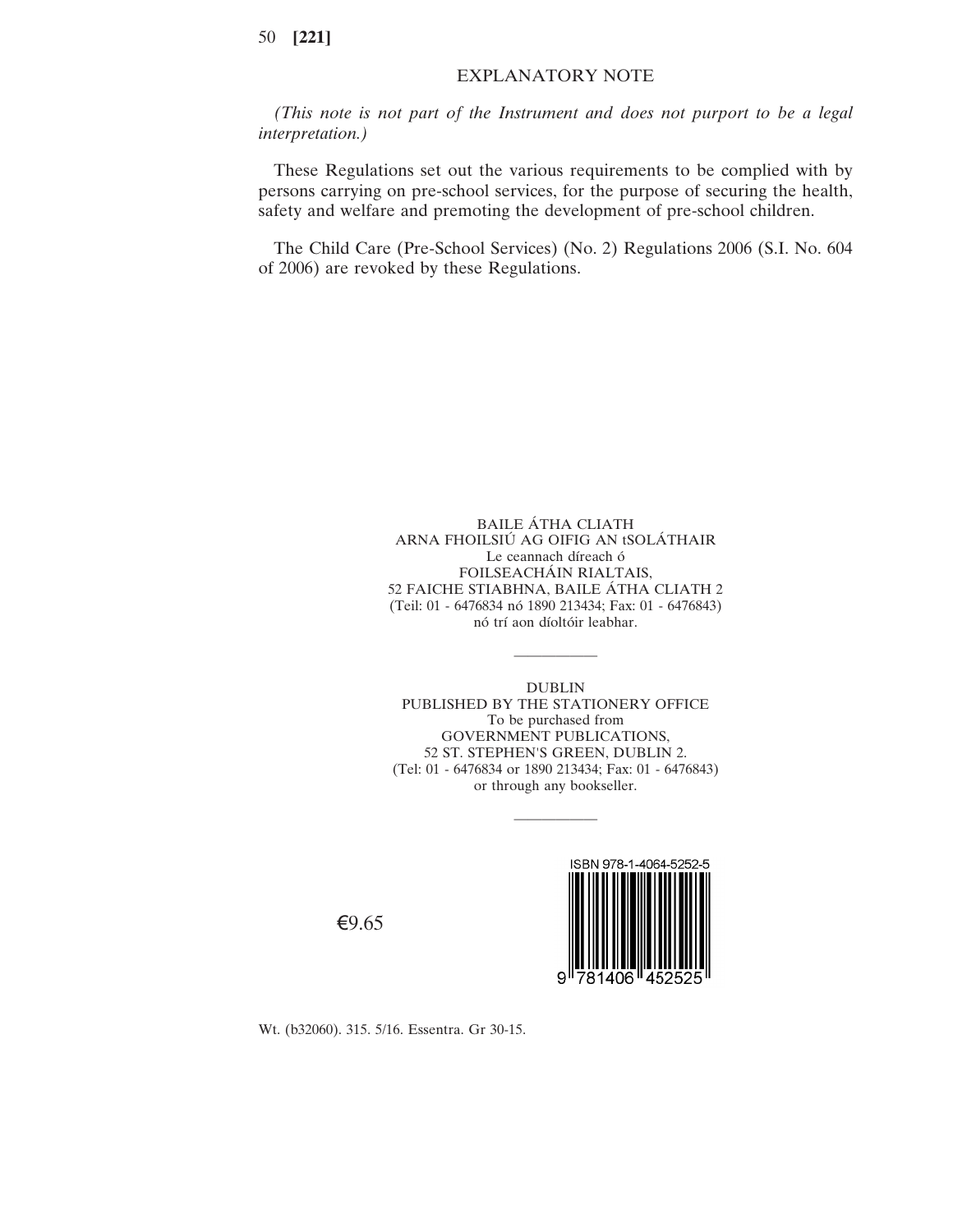## EXPLANATORY NOTE

*(This note is not part of the Instrument and does not purport to be a legal interpretation.)*

These Regulations set out the various requirements to be complied with by persons carrying on pre-school services, for the purpose of securing the health, safety and welfare and premoting the development of pre-school children.

The Child Care (Pre-School Services) (No. 2) Regulations 2006 (S.I. No. 604 of 2006) are revoked by these Regulations.

BAILE ÁTHA CLIATH
ARNA FHOILSIÚ AG OIFIG AN tSOLÁTHAIR
Le ceannach díreach ó
FOILSEACHÁIN RIALTAIS,
52 FAICHE STIABHNA, BAILE ÁTHA CLIATH 2
(Teil: 01 - 6476834 nó 1890 213434; Fax: 01 - 6476843)
nó trí aon díoltóir leabhar.

---

DUBLIN
PUBLISHED BY THE STATIONERY OFFICE
To be purchased from
GOVERNMENT PUBLICATIONS,
52 ST. STEPHEN'S GREEN, DUBLIN 2.
(Tel: 01 - 6476834 or 1890 213434; Fax: 01 - 6476843)
or through any bookseller.

---

ISBN 978-1-4064-5252-5

9 781406 452525

€9.65

Wt. (b32060). 315. 5/16. Essentra. Gr 30-15.